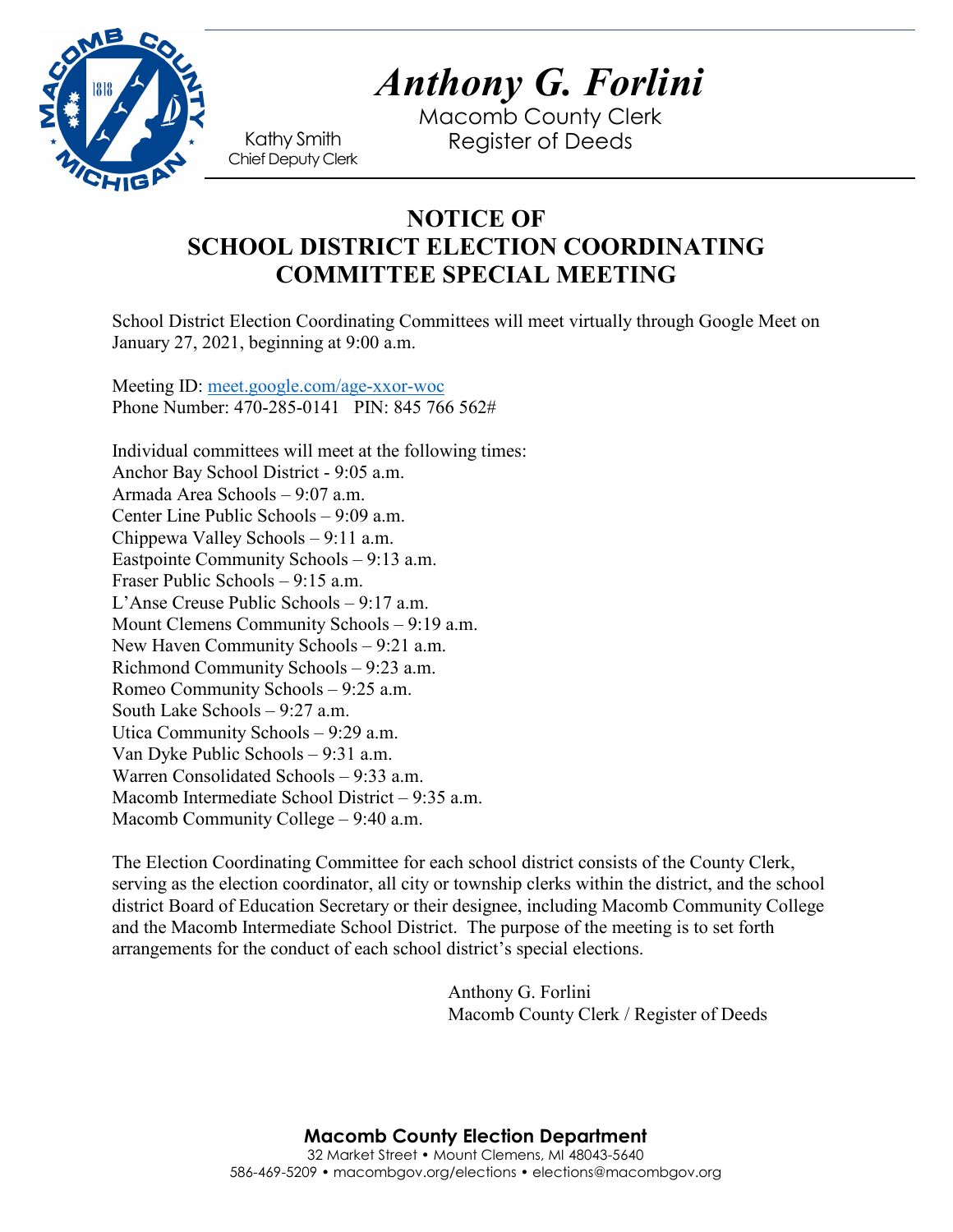# *Anthony G. Forlini*

Macomb County Clerk
Register of Deeds

Kathy Smith
Chief Deputy Clerk

## NOTICE OF SCHOOL DISTRICT ELECTION COORDINATING COMMITTEE SPECIAL MEETING

School District Election Coordinating Committees will meet virtually through Google Meet on January 27, 2021, beginning at 9:00 a.m.

Meeting ID: meet.google.com/age-xxor-woc
Phone Number: 470-285-0141 PIN: 845 766 562#

Individual committees will meet at the following times:
Anchor Bay School District - 9:05 a.m.
Armada Area Schools – 9:07 a.m.
Center Line Public Schools – 9:09 a.m.
Chippewa Valley Schools – 9:11 a.m.
Eastpointe Community Schools – 9:13 a.m.
Fraser Public Schools – 9:15 a.m.
L'Anse Creuse Public Schools – 9:17 a.m.
Mount Clemens Community Schools – 9:19 a.m.
New Haven Community Schools – 9:21 a.m.
Richmond Community Schools – 9:23 a.m.
Romeo Community Schools – 9:25 a.m.
South Lake Schools – 9:27 a.m.
Utica Community Schools – 9:29 a.m.
Van Dyke Public Schools – 9:31 a.m.
Warren Consolidated Schools – 9:33 a.m.
Macomb Intermediate School District – 9:35 a.m.
Macomb Community College – 9:40 a.m.

The Election Coordinating Committee for each school district consists of the County Clerk, serving as the election coordinator, all city or township clerks within the district, and the school district Board of Education Secretary or their designee, including Macomb Community College and the Macomb Intermediate School District. The purpose of the meeting is to set forth arrangements for the conduct of each school district's special elections.

Anthony G. Forlini
Macomb County Clerk / Register of Deeds

**Macomb County Election Department**
32 Market Street • Mount Clemens, MI 48043-5640
586-469-5209 • macombgov.org/elections • elections@macombgov.org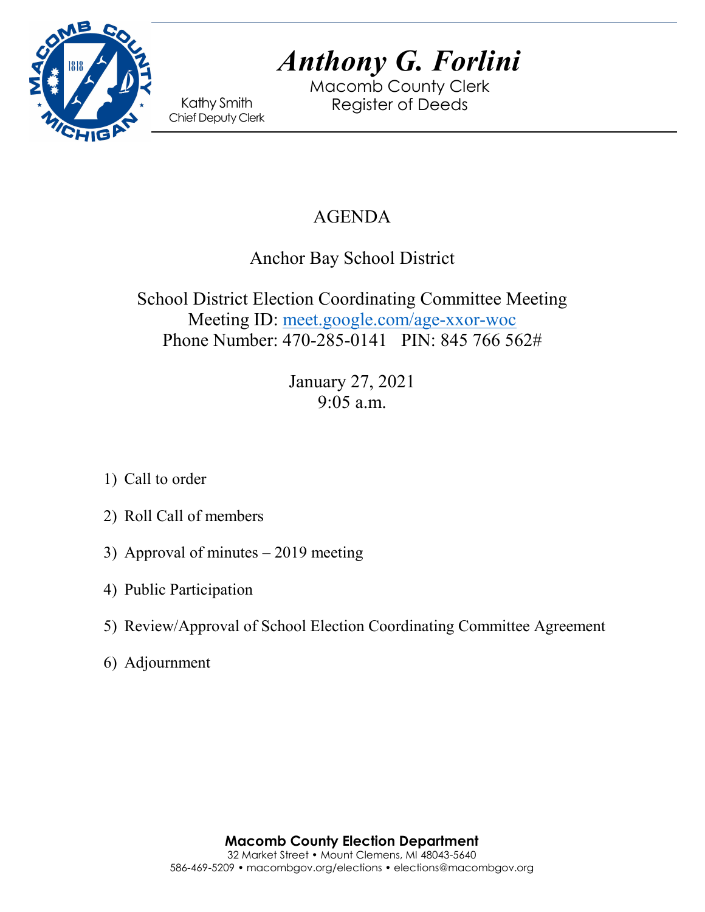# Anthony G. Forlini

Macomb County Clerk
Register of Deeds

Kathy Smith
Chief Deputy Clerk

## AGENDA

## Anchor Bay School District

School District Election Coordinating Committee Meeting
Meeting ID: [meet.google.com/age-xxor-woc](meet.google.com/age-xxor-woc)
Phone Number: 470-285-0141 PIN: 845 766 562#

January 27, 2021
9:05 a.m.

1) Call to order
2) Roll Call of members
3) Approval of minutes – 2019 meeting
4) Public Participation
5) Review/Approval of School Election Coordinating Committee Agreement
6) Adjournment

**Macomb County Election Department**
32 Market Street • Mount Clemens, MI 48043-5640
586-469-5209 • macombgov.org/elections • elections@macombgov.org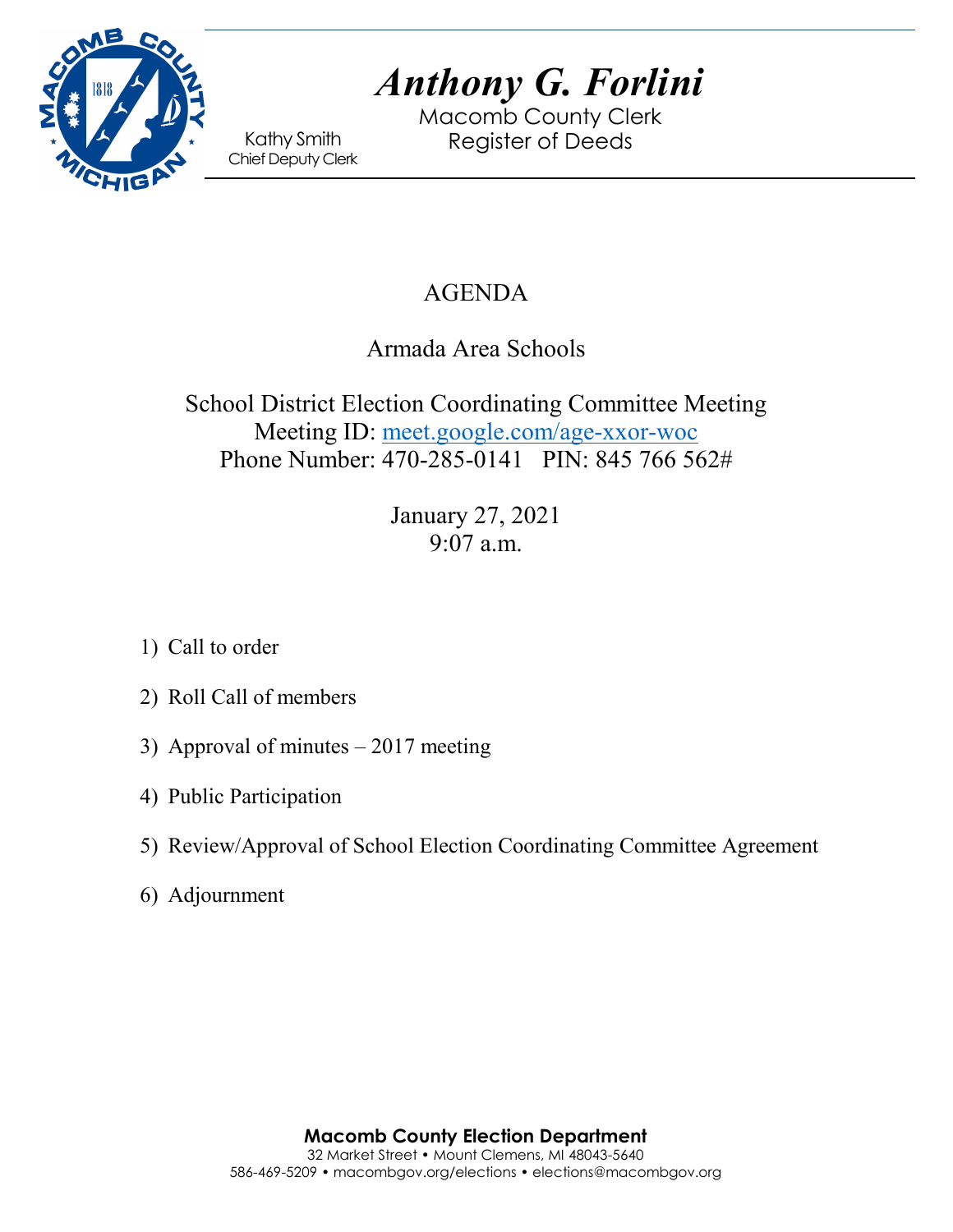# *Anthony G. Forlini*

Macomb County Clerk
Register of Deeds

Kathy Smith
Chief Deputy Clerk

## AGENDA

### Armada Area Schools

### School District Election Coordinating Committee Meeting

Meeting ID: [meet.google.com/age-xxor-woc](meet.google.com/age-xxor-woc)
Phone Number: 470-285-0141 PIN: 845 766 562#

January 27, 2021
9:07 a.m.

1) Call to order
2) Roll Call of members
3) Approval of minutes – 2017 meeting
4) Public Participation
5) Review/Approval of School Election Coordinating Committee Agreement
6) Adjournment

**Macomb County Election Department**
32 Market Street • Mount Clemens, MI 48043-5640
586-469-5209 • macombgov.org/elections • elections@macombgov.org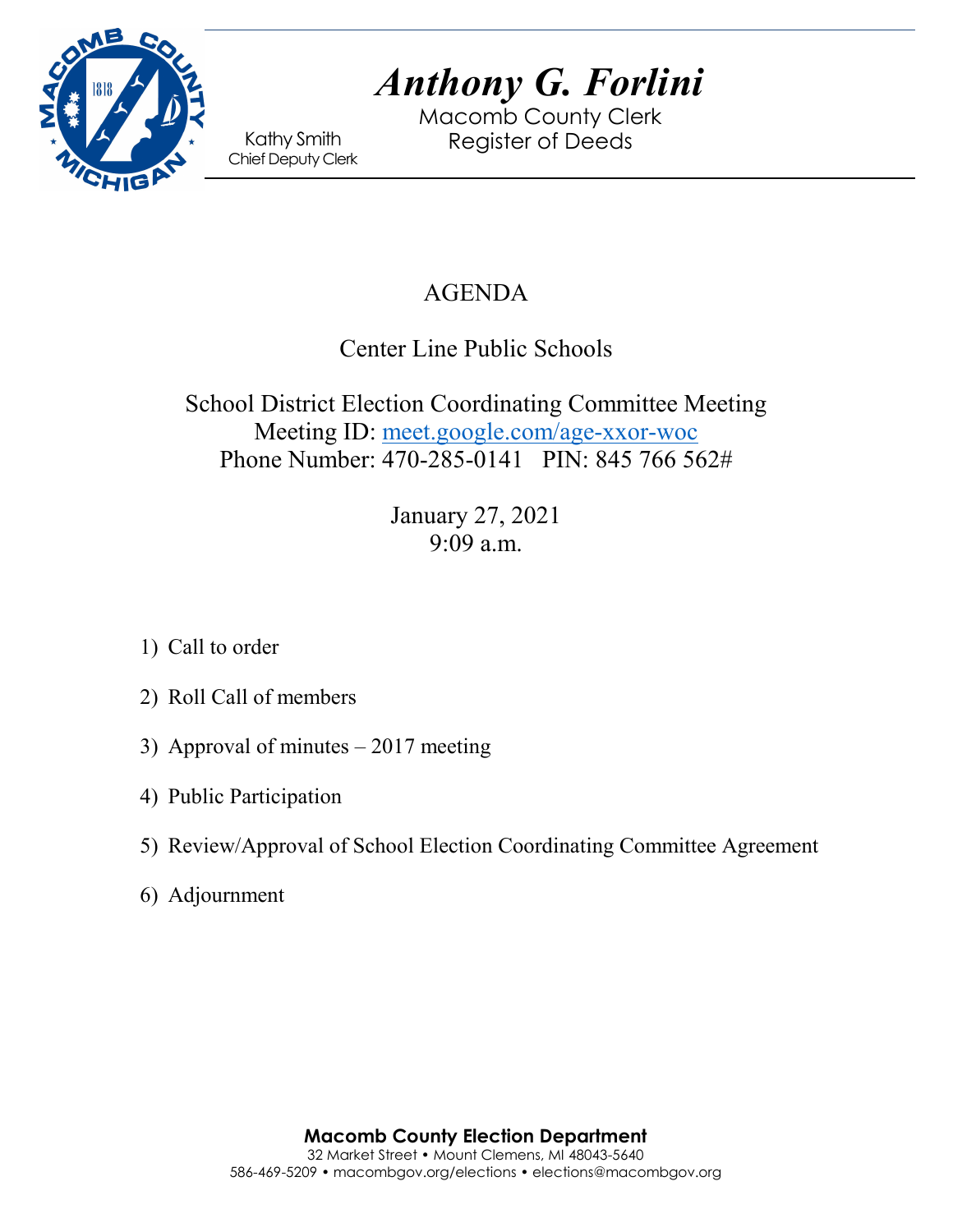# Anthony G. Forlini

Macomb County Clerk
Register of Deeds

Kathy Smith
Chief Deputy Clerk

## AGENDA

### Center Line Public Schools

### School District Election Coordinating Committee Meeting

Meeting ID: [meet.google.com/age-xxor-woc](meet.google.com/age-xxor-woc)
Phone Number: 470-285-0141 PIN: 845 766 562#

January 27, 2021
9:09 a.m.

1) Call to order
2) Roll Call of members
3) Approval of minutes – 2017 meeting
4) Public Participation
5) Review/Approval of School Election Coordinating Committee Agreement
6) Adjournment

**Macomb County Election Department**
32 Market Street • Mount Clemens, MI 48043-5640
586-469-5209 • macombgov.org/elections • elections@macombgov.org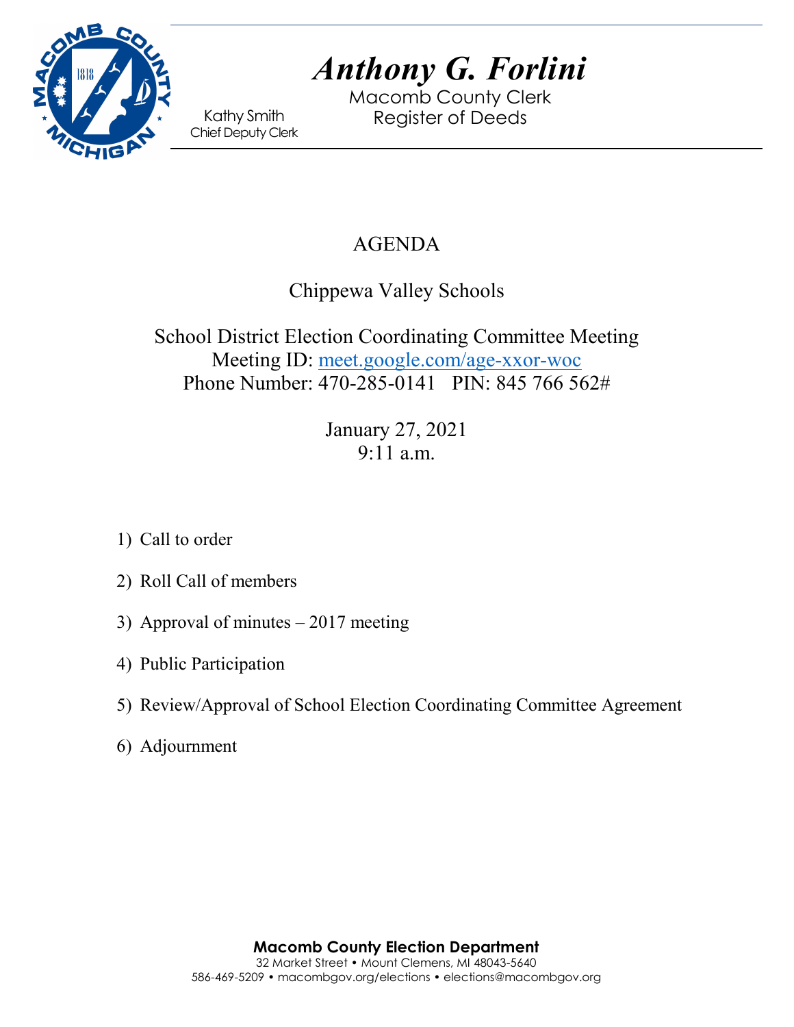# *Anthony G. Forlini*

Macomb County Clerk
Register of Deeds

Kathy Smith
Chief Deputy Clerk

## AGENDA

### Chippewa Valley Schools

### School District Election Coordinating Committee Meeting

Meeting ID: [meet.google.com/age-xxor-woc](meet.google.com/age-xxor-woc)
Phone Number: 470-285-0141 PIN: 845 766 562#

January 27, 2021
9:11 a.m.

1) Call to order
2) Roll Call of members
3) Approval of minutes – 2017 meeting
4) Public Participation
5) Review/Approval of School Election Coordinating Committee Agreement
6) Adjournment

**Macomb County Election Department**
32 Market Street • Mount Clemens, MI 48043-5640
586-469-5209 • macombgov.org/elections • elections@macombgov.org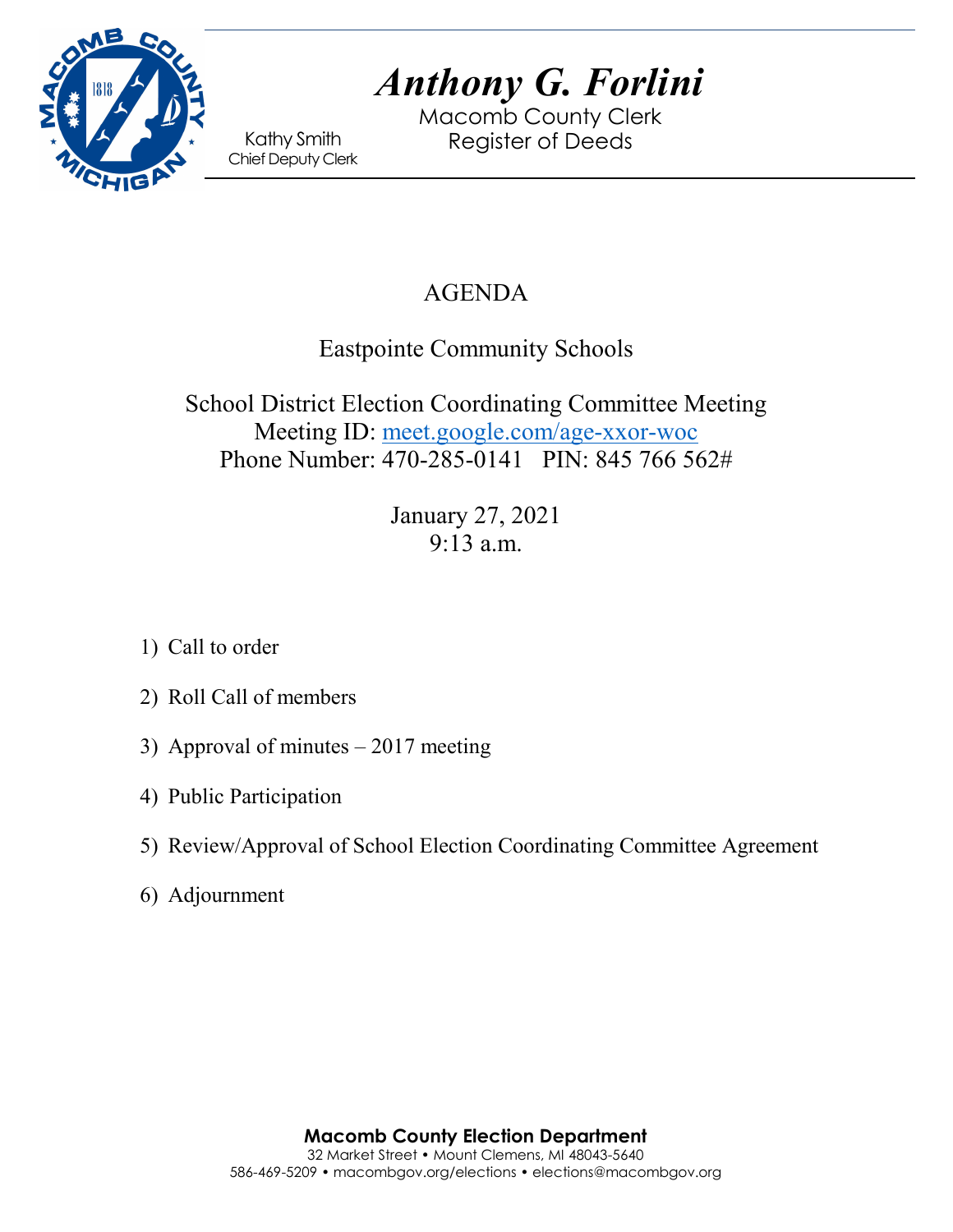# *Anthony G. Forlini*

Macomb County Clerk
Register of Deeds

Kathy Smith
Chief Deputy Clerk

## AGENDA

Eastpointe Community Schools

School District Election Coordinating Committee Meeting
Meeting ID: meet.google.com/age-xxor-woc
Phone Number: 470-285-0141 PIN: 845 766 562#

January 27, 2021
9:13 a.m.

1) Call to order
2) Roll Call of members
3) Approval of minutes – 2017 meeting
4) Public Participation
5) Review/Approval of School Election Coordinating Committee Agreement
6) Adjournment

**Macomb County Election Department**
32 Market Street • Mount Clemens, MI 48043-5640
586-469-5209 • macombgov.org/elections • elections@macombgov.org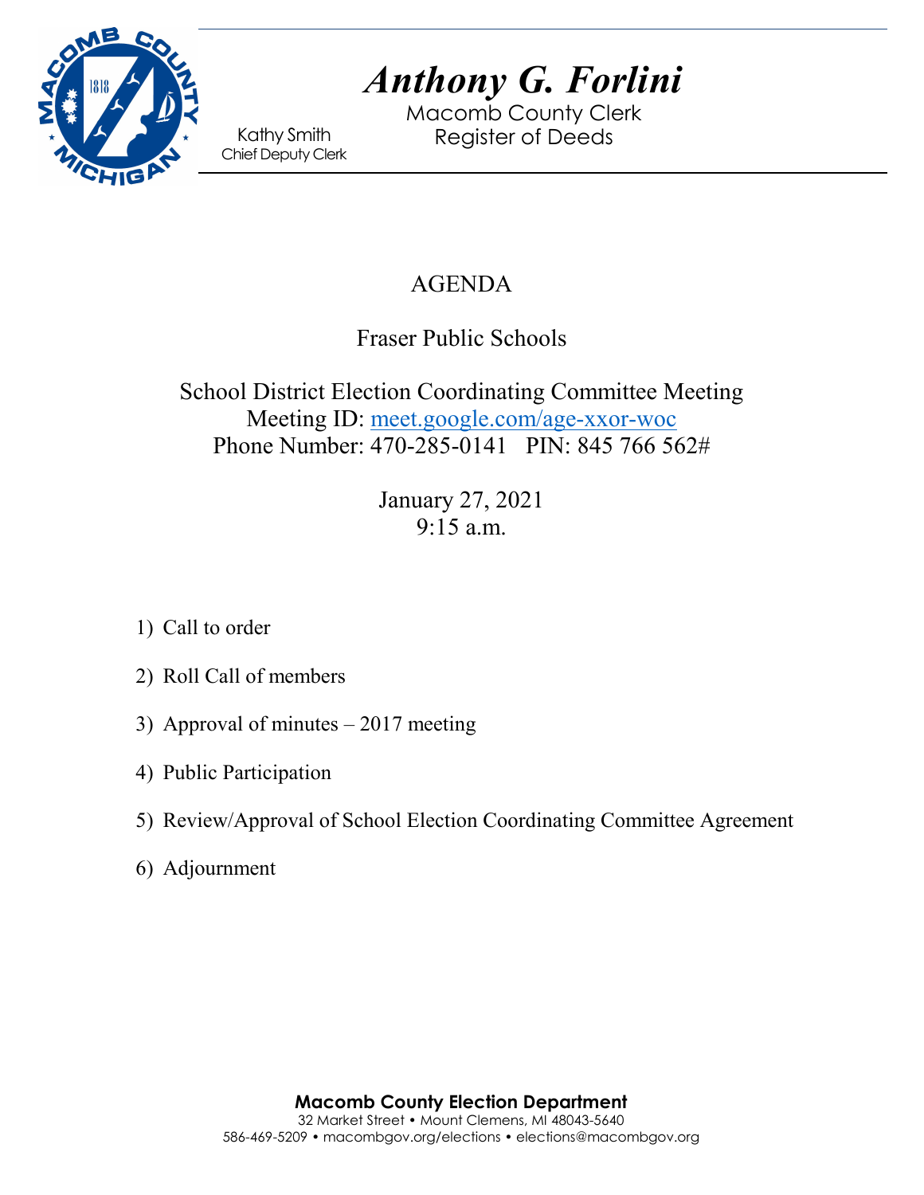# *Anthony G. Forlini*

Macomb County Clerk
Register of Deeds

Kathy Smith
Chief Deputy Clerk

## AGENDA

## Fraser Public Schools

School District Election Coordinating Committee Meeting
Meeting ID: meet.google.com/age-xxor-woc
Phone Number: 470-285-0141 PIN: 845 766 562#

January 27, 2021
9:15 a.m.

1) Call to order
2) Roll Call of members
3) Approval of minutes – 2017 meeting
4) Public Participation
5) Review/Approval of School Election Coordinating Committee Agreement
6) Adjournment

**Macomb County Election Department**
32 Market Street • Mount Clemens, MI 48043-5640
586-469-5209 • macombgov.org/elections • elections@macombgov.org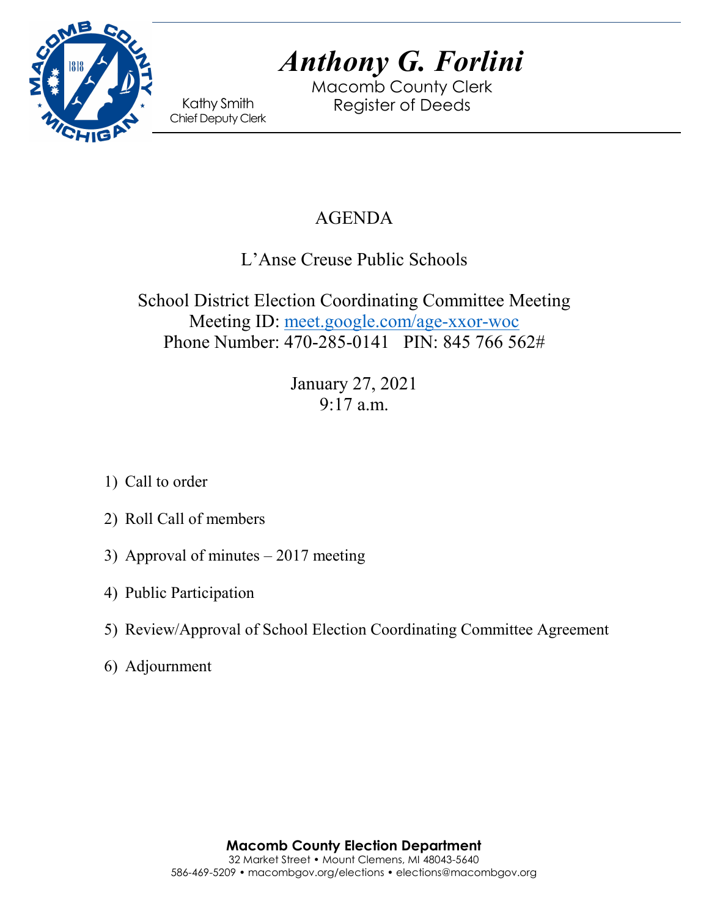# *Anthony G. Forlini*

Macomb County Clerk
Register of Deeds

Kathy Smith
Chief Deputy Clerk

## AGENDA

## L'Anse Creuse Public Schools

School District Election Coordinating Committee Meeting
Meeting ID: meet.google.com/age-xxor-woc
Phone Number: 470-285-0141 PIN: 845 766 562#

January 27, 2021
9:17 a.m.

1) Call to order
2) Roll Call of members
3) Approval of minutes – 2017 meeting
4) Public Participation
5) Review/Approval of School Election Coordinating Committee Agreement
6) Adjournment

**Macomb County Election Department**
32 Market Street • Mount Clemens, MI 48043-5640
586-469-5209 • macombgov.org/elections • elections@macombgov.org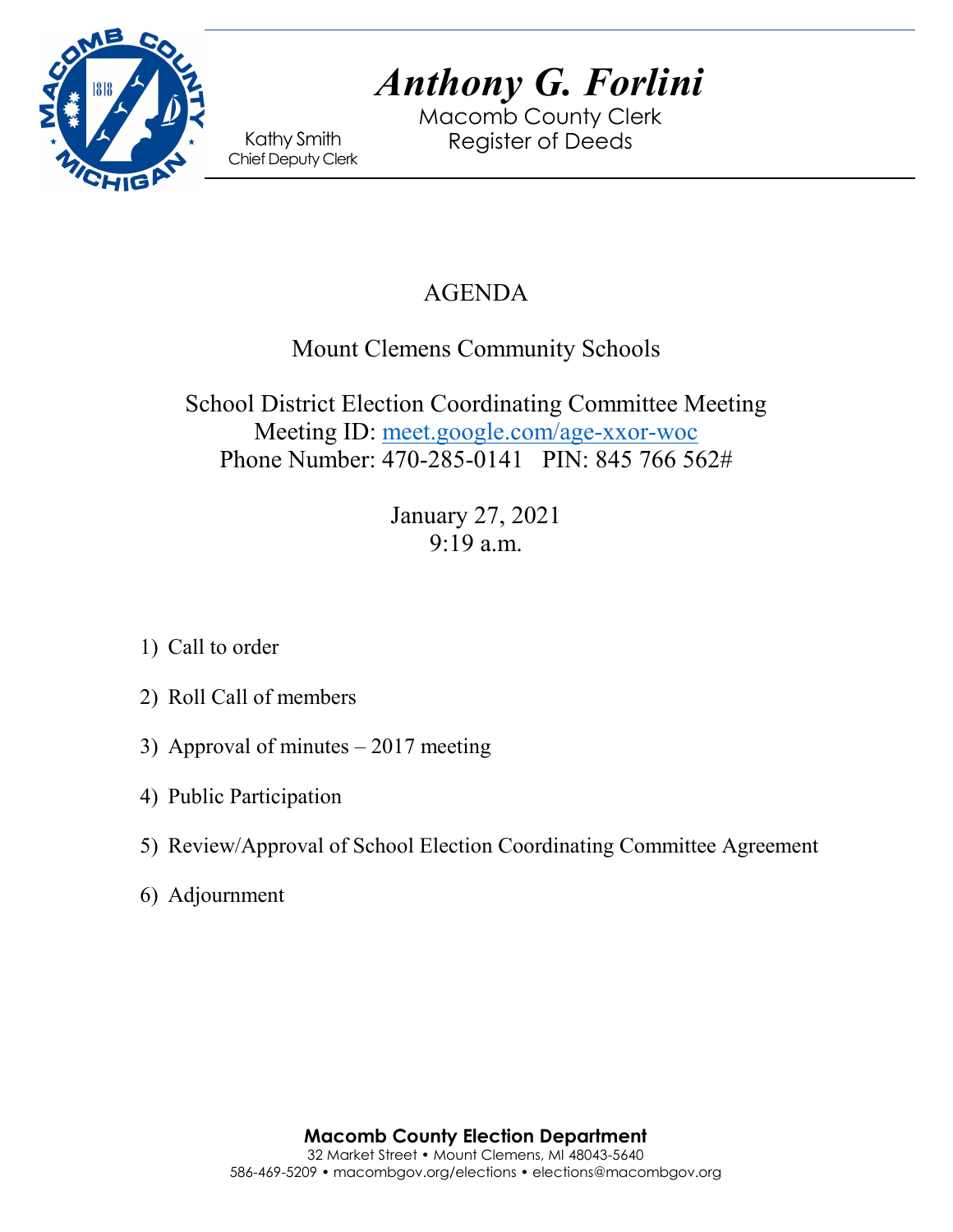# Anthony G. Forlini

Macomb County Clerk
Register of Deeds

Kathy Smith
Chief Deputy Clerk

## AGENDA

Mount Clemens Community Schools

School District Election Coordinating Committee Meeting
Meeting ID: [meet.google.com/age-xxor-woc](meet.google.com/age-xxor-woc)
Phone Number: 470-285-0141 PIN: 845 766 562#

January 27, 2021
9:19 a.m.

1) Call to order
2) Roll Call of members
3) Approval of minutes – 2017 meeting
4) Public Participation
5) Review/Approval of School Election Coordinating Committee Agreement
6) Adjournment

**Macomb County Election Department**
32 Market Street • Mount Clemens, MI 48043-5640
586-469-5209 • macombgov.org/elections • elections@macombgov.org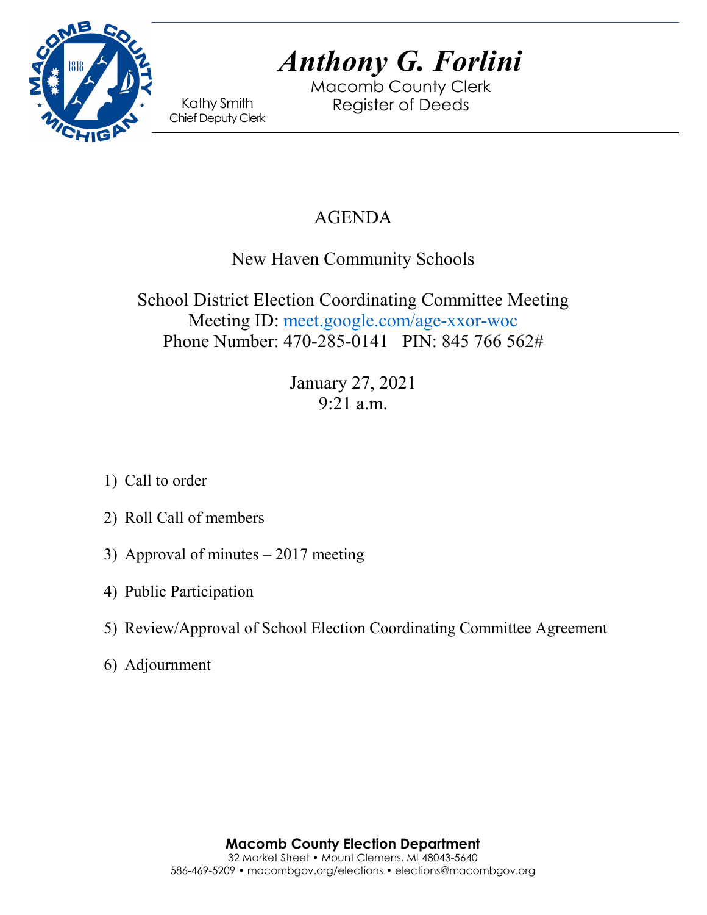# Anthony G. Forlini

Macomb County Clerk
Register of Deeds

Kathy Smith
Chief Deputy Clerk

## AGENDA

New Haven Community Schools

School District Election Coordinating Committee Meeting
Meeting ID: meet.google.com/age-xxor-woc
Phone Number: 470-285-0141 PIN: 845 766 562#

January 27, 2021
9:21 a.m.

1) Call to order
2) Roll Call of members
3) Approval of minutes – 2017 meeting
4) Public Participation
5) Review/Approval of School Election Coordinating Committee Agreement
6) Adjournment

**Macomb County Election Department**
32 Market Street • Mount Clemens, MI 48043-5640
586-469-5209 • macombgov.org/elections • elections@macombgov.org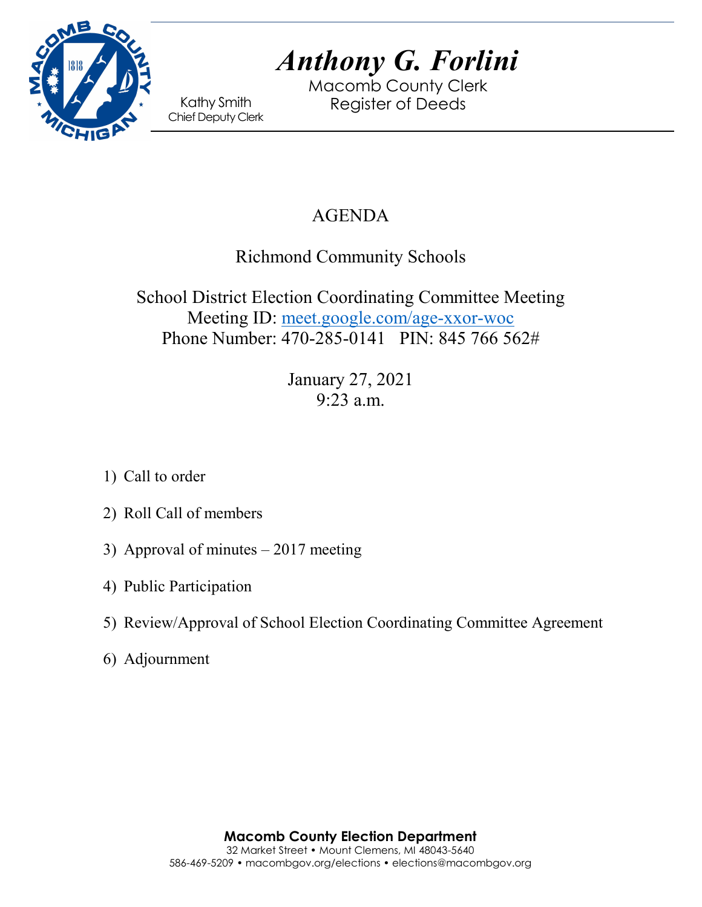# Anthony G. Forlini

Macomb County Clerk
Register of Deeds

Kathy Smith
Chief Deputy Clerk

## AGENDA

### Richmond Community Schools

### School District Election Coordinating Committee Meeting

Meeting ID: meet.google.com/age-xxor-woc
Phone Number: 470-285-0141 PIN: 845 766 562#

January 27, 2021
9:23 a.m.

1) Call to order
2) Roll Call of members
3) Approval of minutes – 2017 meeting
4) Public Participation
5) Review/Approval of School Election Coordinating Committee Agreement
6) Adjournment

**Macomb County Election Department**
32 Market Street • Mount Clemens, MI 48043-5640
586-469-5209 • macombgov.org/elections • elections@macombgov.org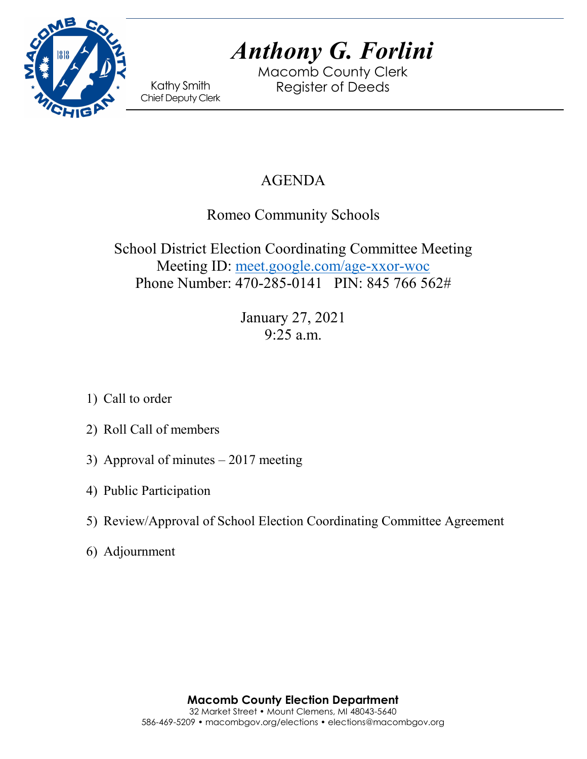# Anthony G. Forlini

Macomb County Clerk
Register of Deeds

Kathy Smith
Chief Deputy Clerk

## AGENDA

### Romeo Community Schools

### School District Election Coordinating Committee Meeting

Meeting ID: meet.google.com/age-xxor-woc
Phone Number: 470-285-0141 PIN: 845 766 562#

January 27, 2021
9:25 a.m.

1) Call to order
2) Roll Call of members
3) Approval of minutes – 2017 meeting
4) Public Participation
5) Review/Approval of School Election Coordinating Committee Agreement
6) Adjournment

**Macomb County Election Department**
32 Market Street • Mount Clemens, MI 48043-5640
586-469-5209 • macombgov.org/elections • elections@macombgov.org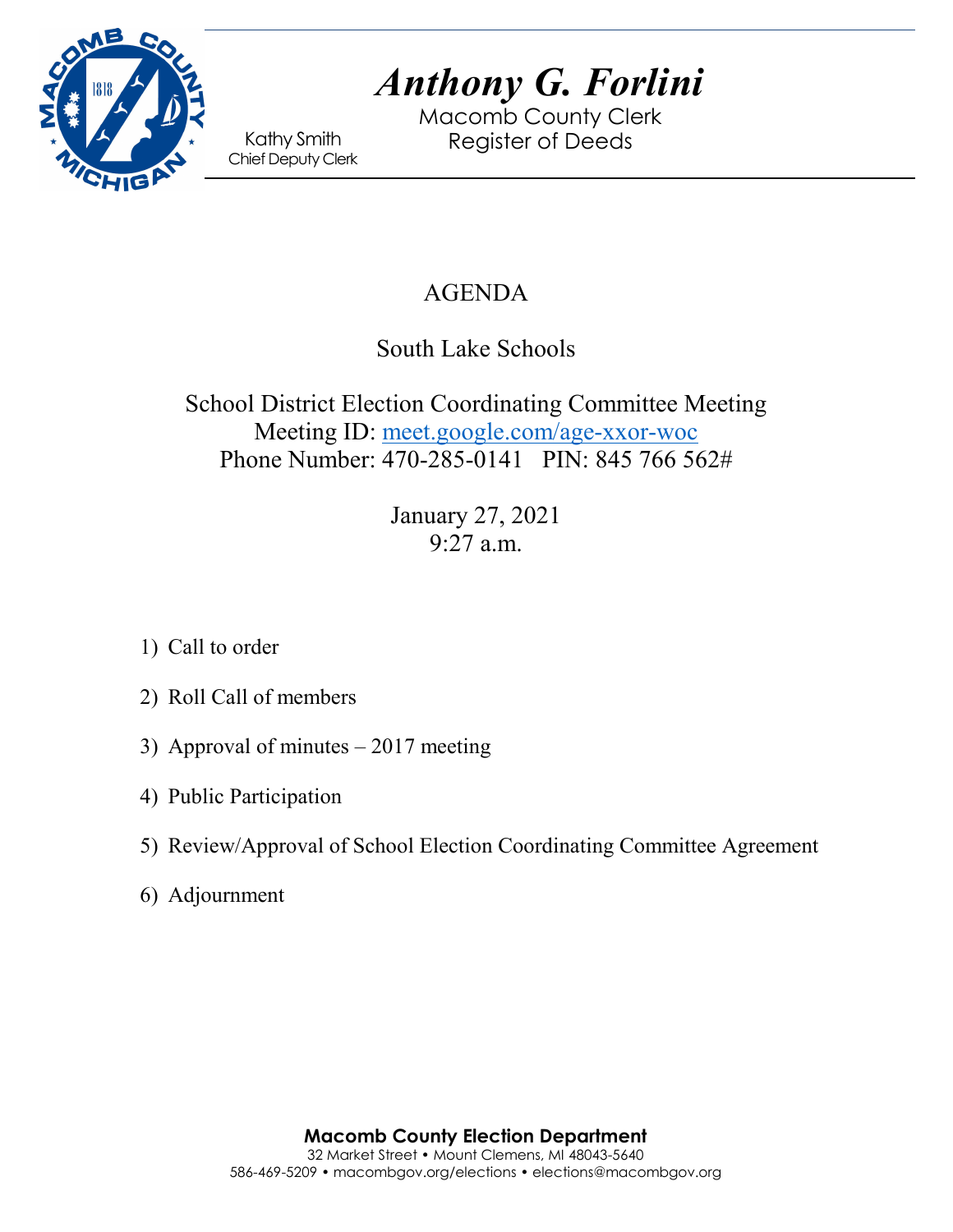# *Anthony G. Forlini*

Macomb County Clerk
Register of Deeds

Kathy Smith
Chief Deputy Clerk

## AGENDA

### South Lake Schools

### School District Election Coordinating Committee Meeting

Meeting ID: [meet.google.com/age-xxor-woc](meet.google.com/age-xxor-woc)
Phone Number: 470-285-0141 PIN: 845 766 562#

January 27, 2021
9:27 a.m.

1) Call to order
2) Roll Call of members
3) Approval of minutes – 2017 meeting
4) Public Participation
5) Review/Approval of School Election Coordinating Committee Agreement
6) Adjournment

**Macomb County Election Department**
32 Market Street • Mount Clemens, MI 48043-5640
586-469-5209 • macombgov.org/elections • elections@macombgov.org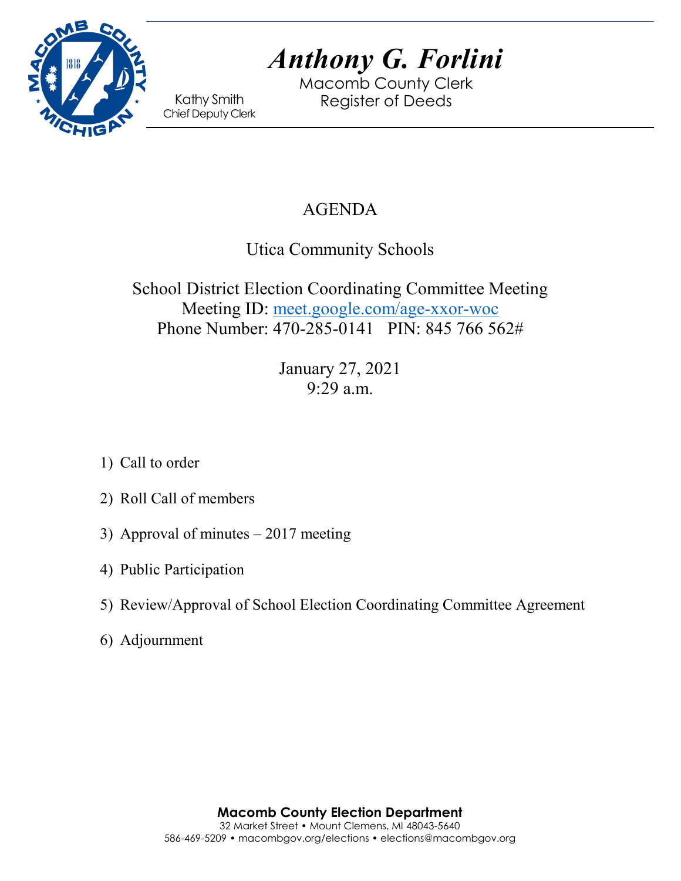# *Anthony G. Forlini*

Macomb County Clerk
Register of Deeds

Kathy Smith
Chief Deputy Clerk

## AGENDA

## Utica Community Schools

School District Election Coordinating Committee Meeting
Meeting ID: meet.google.com/age-xxor-woc
Phone Number: 470-285-0141 PIN: 845 766 562#

January 27, 2021
9:29 a.m.

1) Call to order
2) Roll Call of members
3) Approval of minutes – 2017 meeting
4) Public Participation
5) Review/Approval of School Election Coordinating Committee Agreement
6) Adjournment

**Macomb County Election Department**
32 Market Street • Mount Clemens, MI 48043-5640
586-469-5209 • macombgov.org/elections • elections@macombgov.org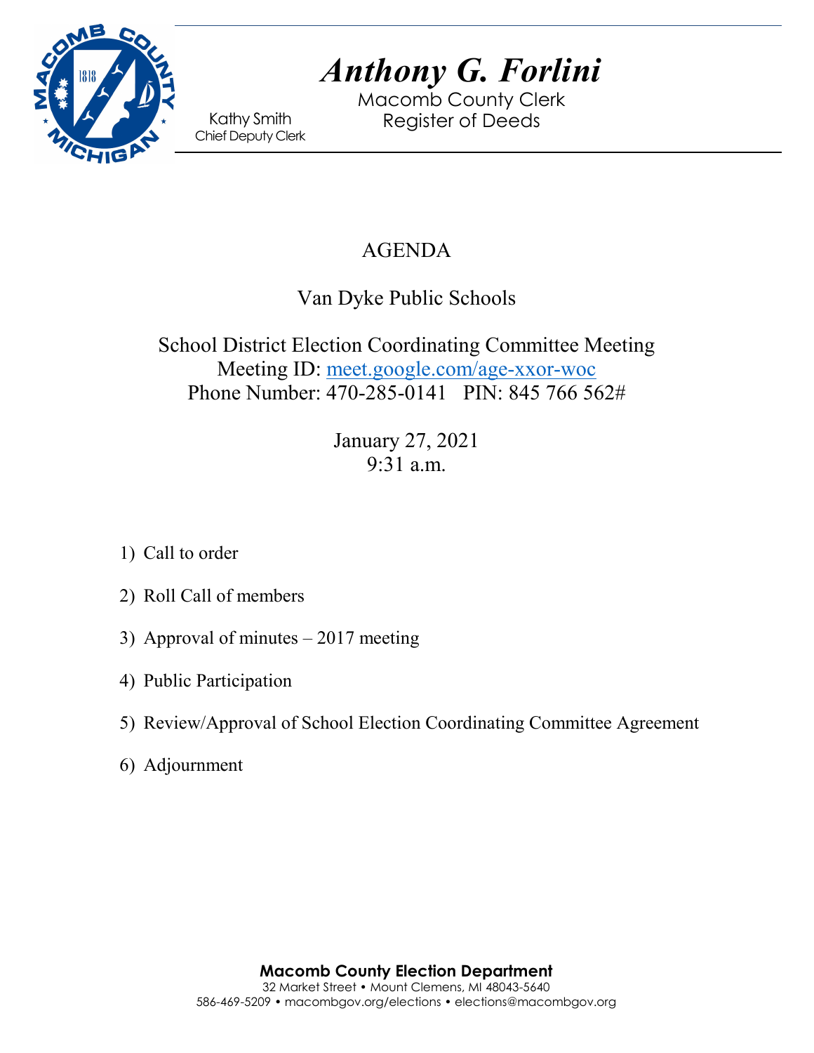# Anthony G. Forlini

Macomb County Clerk
Register of Deeds

Kathy Smith
Chief Deputy Clerk

## AGENDA

## Van Dyke Public Schools

School District Election Coordinating Committee Meeting
Meeting ID: meet.google.com/age-xxor-woc
Phone Number: 470-285-0141 PIN: 845 766 562#

January 27, 2021
9:31 a.m.

1) Call to order
2) Roll Call of members
3) Approval of minutes – 2017 meeting
4) Public Participation
5) Review/Approval of School Election Coordinating Committee Agreement
6) Adjournment

**Macomb County Election Department**
32 Market Street • Mount Clemens, MI 48043-5640
586-469-5209 • macombgov.org/elections • elections@macombgov.org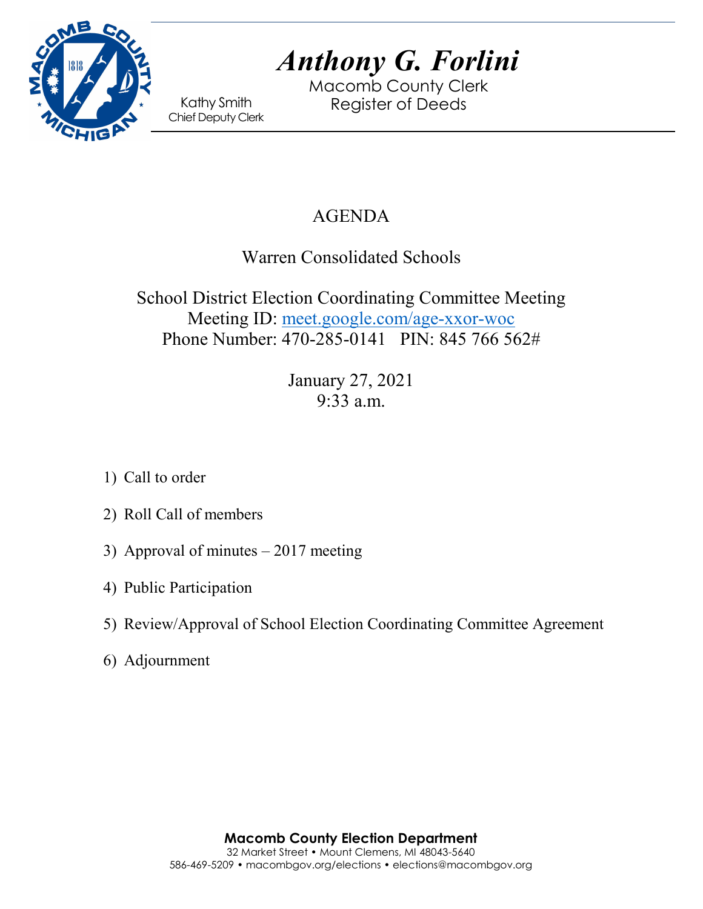# Anthony G. Forlini

Macomb County Clerk
Register of Deeds

Kathy Smith
Chief Deputy Clerk

## AGENDA

### Warren Consolidated Schools

School District Election Coordinating Committee Meeting
Meeting ID: [meet.google.com/age-xxor-woc](meet.google.com/age-xxor-woc)
Phone Number: 470-285-0141   PIN: 845 766 562#

January 27, 2021
9:33 a.m.

1) Call to order
2) Roll Call of members
3) Approval of minutes – 2017 meeting
4) Public Participation
5) Review/Approval of School Election Coordinating Committee Agreement
6) Adjournment

**Macomb County Election Department**
32 Market Street • Mount Clemens, MI 48043-5640
586-469-5209 • macombgov.org/elections • elections@macombgov.org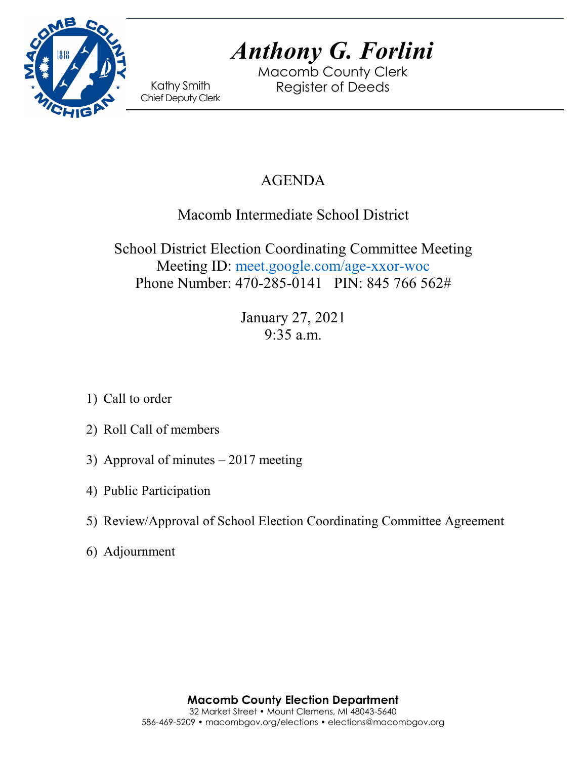# Anthony G. Forlini

Macomb County Clerk
Register of Deeds

Kathy Smith
Chief Deputy Clerk

## AGENDA

### Macomb Intermediate School District

### School District Election Coordinating Committee Meeting

Meeting ID: meet.google.com/age-xxor-woc
Phone Number: 470-285-0141 PIN: 845 766 562#

January 27, 2021
9:35 a.m.

1) Call to order
2) Roll Call of members
3) Approval of minutes – 2017 meeting
4) Public Participation
5) Review/Approval of School Election Coordinating Committee Agreement
6) Adjournment

**Macomb County Election Department**
32 Market Street • Mount Clemens, MI 48043-5640
586-469-5209 • macombgov.org/elections • elections@macombgov.org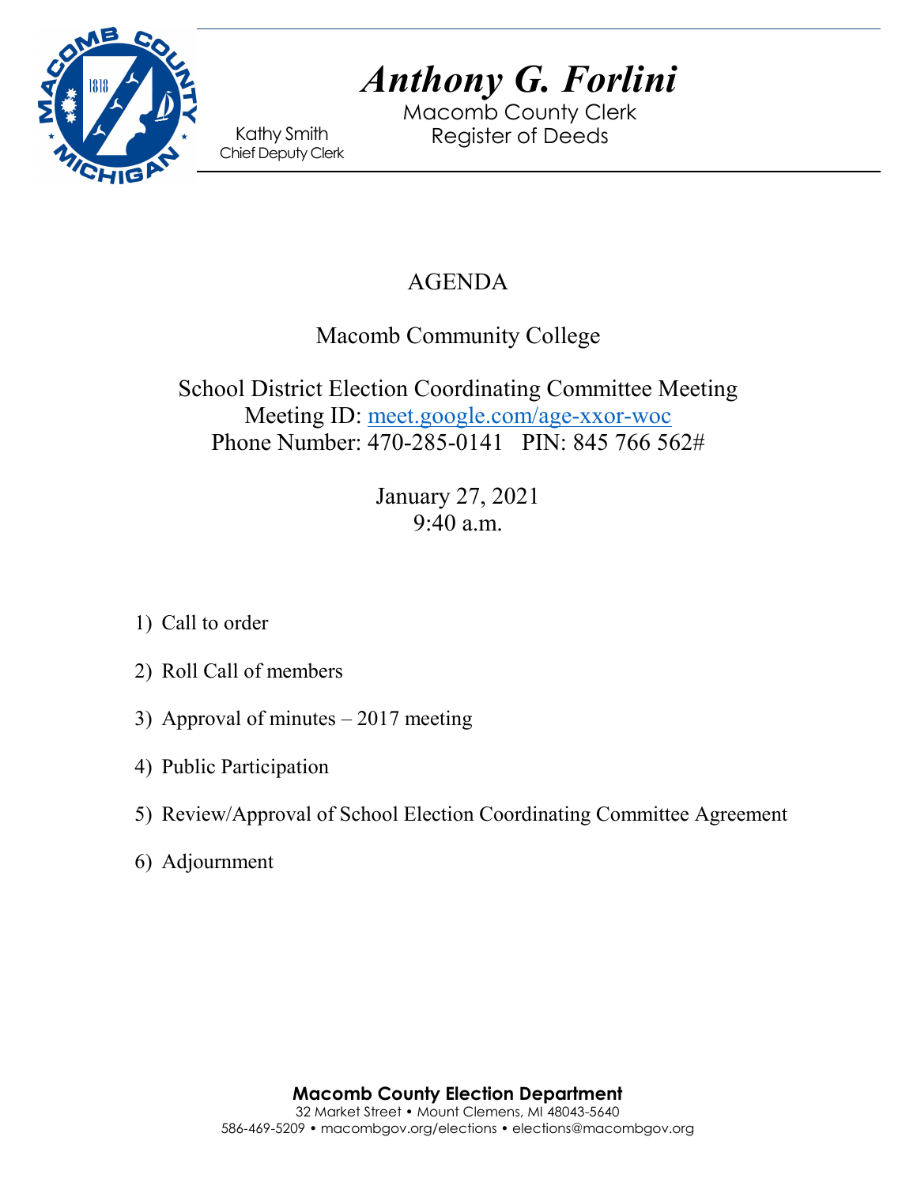# Anthony G. Forlini

Macomb County Clerk
Register of Deeds

Kathy Smith
Chief Deputy Clerk

## AGENDA

### Macomb Community College

### School District Election Coordinating Committee Meeting

Meeting ID: meet.google.com/age-xxor-woc
Phone Number: 470-285-0141 PIN: 845 766 562#

January 27, 2021
9:40 a.m.

1) Call to order

2) Roll Call of members

3) Approval of minutes – 2017 meeting

4) Public Participation

5) Review/Approval of School Election Coordinating Committee Agreement

6) Adjournment

**Macomb County Election Department**
32 Market Street • Mount Clemens, MI 48043-5640
586-469-5209 • macombgov.org/elections • elections@macombgov.org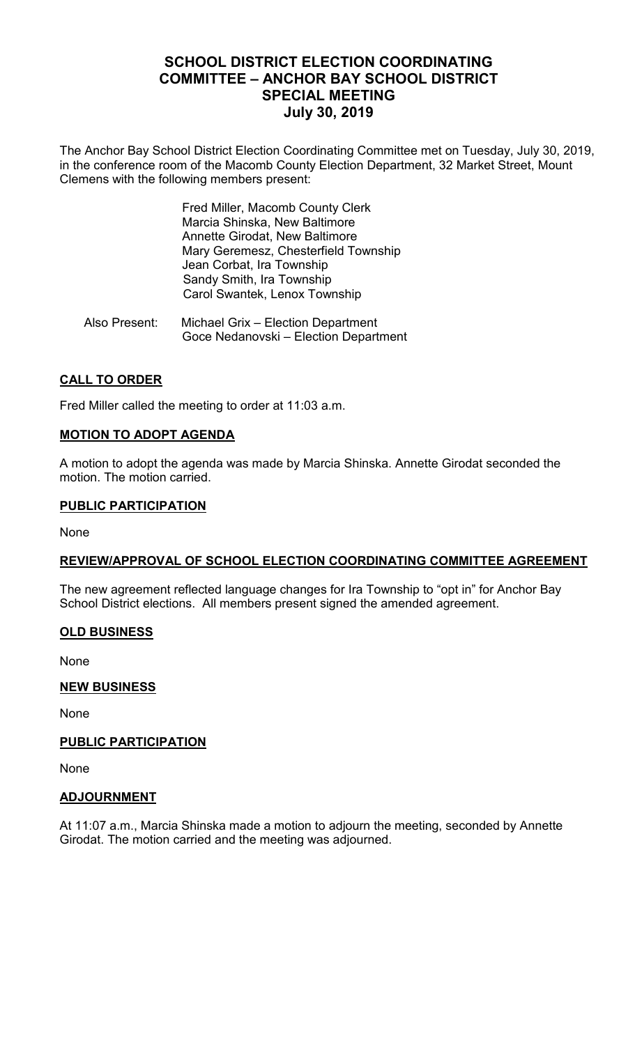# SCHOOL DISTRICT ELECTION COORDINATING COMMITTEE – ANCHOR BAY SCHOOL DISTRICT SPECIAL MEETING July 30, 2019

The Anchor Bay School District Election Coordinating Committee met on Tuesday, July 30, 2019, in the conference room of the Macomb County Election Department, 32 Market Street, Mount Clemens with the following members present:

Fred Miller, Macomb County Clerk
Marcia Shinska, New Baltimore
Annette Girodat, New Baltimore
Mary Geremesz, Chesterfield Township
Jean Corbat, Ira Township
Sandy Smith, Ira Township
Carol Swantek, Lenox Township

Also Present: Michael Grix – Election Department
Goce Nedanovski – Election Department

## CALL TO ORDER

Fred Miller called the meeting to order at 11:03 a.m.

## MOTION TO ADOPT AGENDA

A motion to adopt the agenda was made by Marcia Shinska. Annette Girodat seconded the motion. The motion carried.

## PUBLIC PARTICIPATION

None

## REVIEW/APPROVAL OF SCHOOL ELECTION COORDINATING COMMITTEE AGREEMENT

The new agreement reflected language changes for Ira Township to "opt in" for Anchor Bay School District elections. All members present signed the amended agreement.

## OLD BUSINESS

None

## NEW BUSINESS

None

## PUBLIC PARTICIPATION

None

## ADJOURNMENT

At 11:07 a.m., Marcia Shinska made a motion to adjourn the meeting, seconded by Annette Girodat. The motion carried and the meeting was adjourned.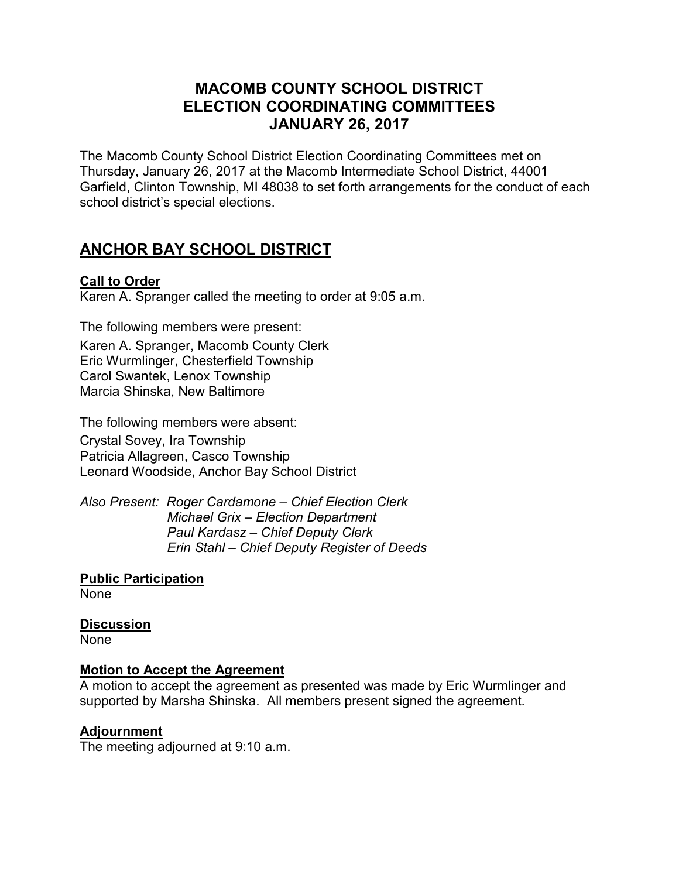# MACOMB COUNTY SCHOOL DISTRICT ELECTION COORDINATING COMMITTEES JANUARY 26, 2017

The Macomb County School District Election Coordinating Committees met on Thursday, January 26, 2017 at the Macomb Intermediate School District, 44001 Garfield, Clinton Township, MI 48038 to set forth arrangements for the conduct of each school district's special elections.

## ANCHOR BAY SCHOOL DISTRICT

**Call to Order**
Karen A. Spranger called the meeting to order at 9:05 a.m.

The following members were present:

Karen A. Spranger, Macomb County Clerk
Eric Wurmlinger, Chesterfield Township
Carol Swantek, Lenox Township
Marcia Shinska, New Baltimore

The following members were absent:

Crystal Sovey, Ira Township
Patricia Allagreen, Casco Township
Leonard Woodside, Anchor Bay School District

*Also Present: Roger Cardamone – Chief Election Clerk*
*Michael Grix – Election Department*
*Paul Kardasz – Chief Deputy Clerk*
*Erin Stahl – Chief Deputy Register of Deeds*

**Public Participation**
None

**Discussion**
None

**Motion to Accept the Agreement**
A motion to accept the agreement as presented was made by Eric Wurmlinger and supported by Marsha Shinska. All members present signed the agreement.

**Adjournment**
The meeting adjourned at 9:10 a.m.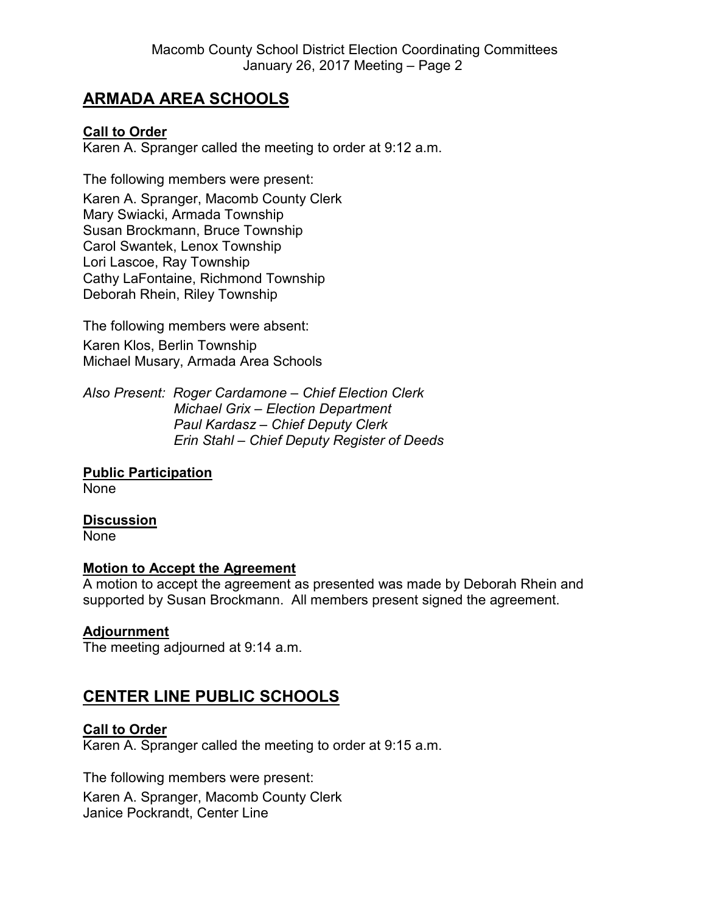## ARMADA AREA SCHOOLS

**Call to Order**
Karen A. Spranger called the meeting to order at 9:12 a.m.

The following members were present:

Karen A. Spranger, Macomb County Clerk
Mary Swiacki, Armada Township
Susan Brockmann, Bruce Township
Carol Swantek, Lenox Township
Lori Lascoe, Ray Township
Cathy LaFontaine, Richmond Township
Deborah Rhein, Riley Township

The following members were absent:

Karen Klos, Berlin Township
Michael Musary, Armada Area Schools

*Also Present: Roger Cardamone – Chief Election Clerk*
*Michael Grix – Election Department*
*Paul Kardasz – Chief Deputy Clerk*
*Erin Stahl – Chief Deputy Register of Deeds*

**Public Participation**
None

**Discussion**
None

**Motion to Accept the Agreement**
A motion to accept the agreement as presented was made by Deborah Rhein and supported by Susan Brockmann. All members present signed the agreement.

**Adjournment**
The meeting adjourned at 9:14 a.m.

## CENTER LINE PUBLIC SCHOOLS

**Call to Order**
Karen A. Spranger called the meeting to order at 9:15 a.m.

The following members were present:

Karen A. Spranger, Macomb County Clerk
Janice Pockrandt, Center Line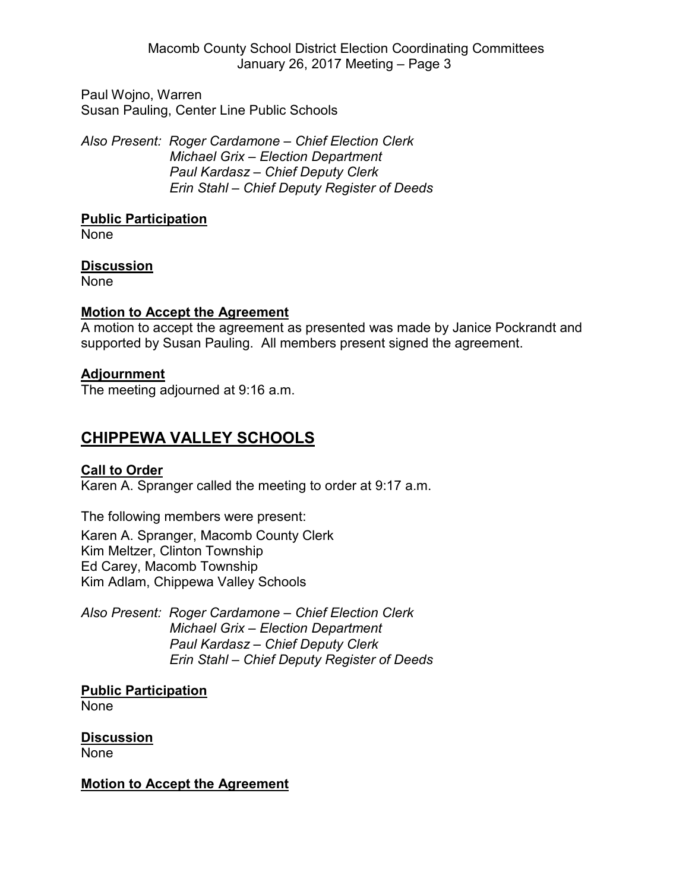Paul Wojno, Warren
Susan Pauling, Center Line Public Schools

*Also Present: Roger Cardamone – Chief Election Clerk*
*Michael Grix – Election Department*
*Paul Kardasz – Chief Deputy Clerk*
*Erin Stahl – Chief Deputy Register of Deeds*

**Public Participation**
None

**Discussion**
None

**Motion to Accept the Agreement**
A motion to accept the agreement as presented was made by Janice Pockrandt and supported by Susan Pauling. All members present signed the agreement.

**Adjournment**
The meeting adjourned at 9:16 a.m.

## CHIPPEWA VALLEY SCHOOLS

**Call to Order**
Karen A. Spranger called the meeting to order at 9:17 a.m.

The following members were present:

Karen A. Spranger, Macomb County Clerk
Kim Meltzer, Clinton Township
Ed Carey, Macomb Township
Kim Adlam, Chippewa Valley Schools

*Also Present: Roger Cardamone – Chief Election Clerk*
*Michael Grix – Election Department*
*Paul Kardasz – Chief Deputy Clerk*
*Erin Stahl – Chief Deputy Register of Deeds*

**Public Participation**
None

**Discussion**
None

**Motion to Accept the Agreement**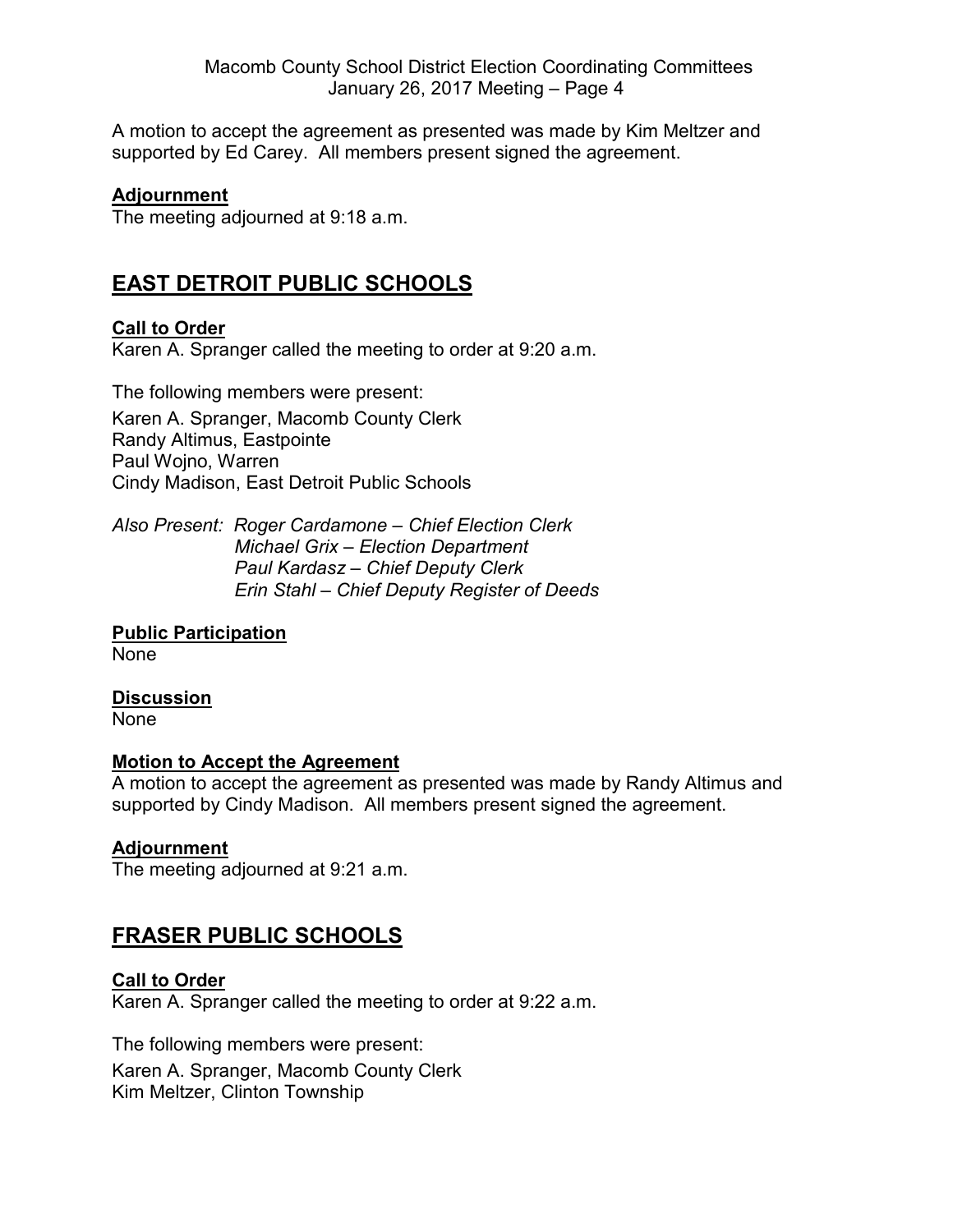A motion to accept the agreement as presented was made by Kim Meltzer and supported by Ed Carey. All members present signed the agreement.

**Adjournment**

The meeting adjourned at 9:18 a.m.

## EAST DETROIT PUBLIC SCHOOLS

**Call to Order**

Karen A. Spranger called the meeting to order at 9:20 a.m.

The following members were present:

Karen A. Spranger, Macomb County Clerk
Randy Altimus, Eastpointe
Paul Wojno, Warren
Cindy Madison, East Detroit Public Schools

*Also Present: Roger Cardamone – Chief Election Clerk*
*Michael Grix – Election Department*
*Paul Kardasz – Chief Deputy Clerk*
*Erin Stahl – Chief Deputy Register of Deeds*

**Public Participation**

None

**Discussion**

None

**Motion to Accept the Agreement**

A motion to accept the agreement as presented was made by Randy Altimus and supported by Cindy Madison. All members present signed the agreement.

**Adjournment**

The meeting adjourned at 9:21 a.m.

## FRASER PUBLIC SCHOOLS

**Call to Order**

Karen A. Spranger called the meeting to order at 9:22 a.m.

The following members were present:

Karen A. Spranger, Macomb County Clerk
Kim Meltzer, Clinton Township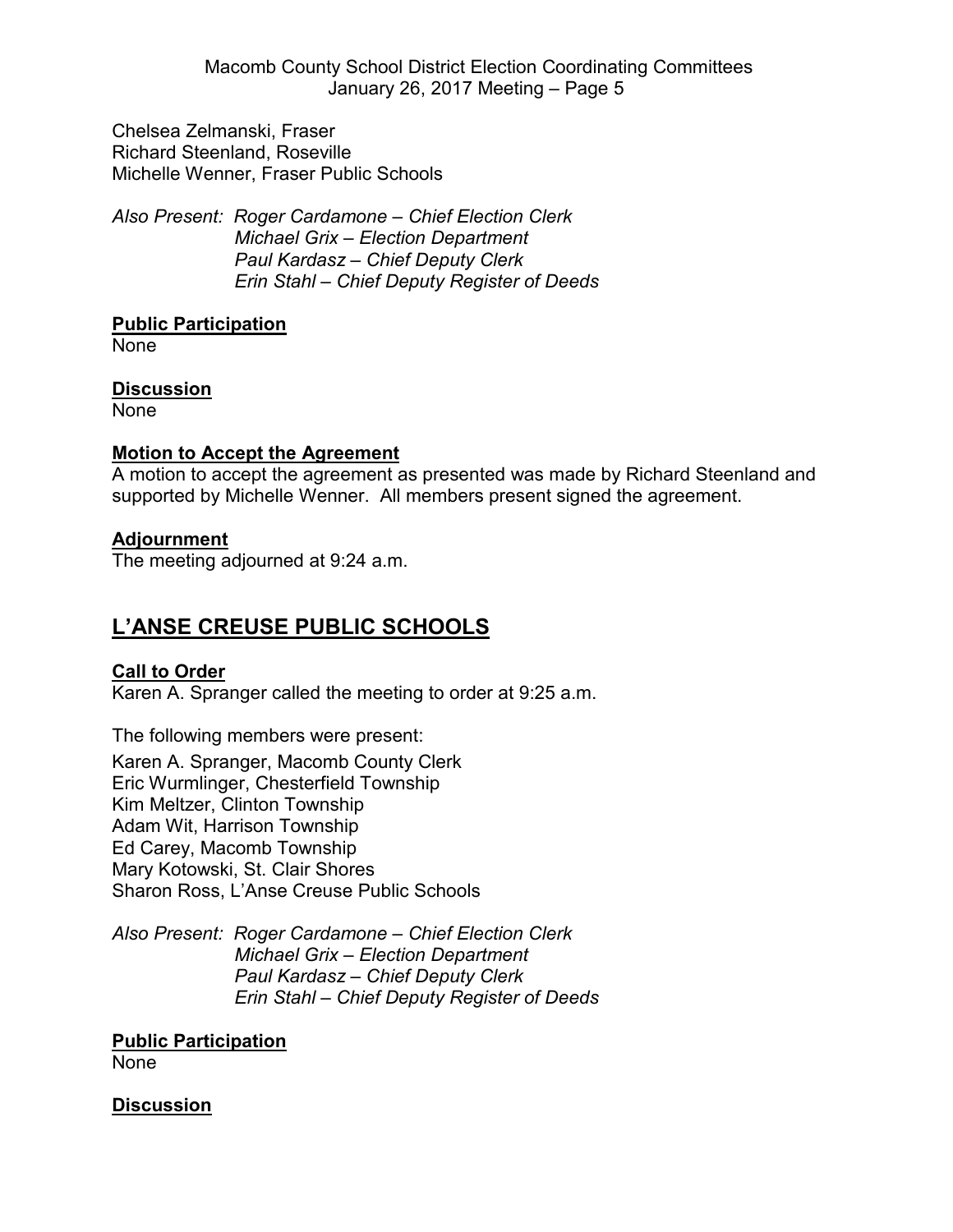Chelsea Zelmanski, Fraser
Richard Steenland, Roseville
Michelle Wenner, Fraser Public Schools

*Also Present: Roger Cardamone – Chief Election Clerk*
*Michael Grix – Election Department*
*Paul Kardasz – Chief Deputy Clerk*
*Erin Stahl – Chief Deputy Register of Deeds*

**Public Participation**
None

**Discussion**
None

**Motion to Accept the Agreement**
A motion to accept the agreement as presented was made by Richard Steenland and supported by Michelle Wenner. All members present signed the agreement.

**Adjournment**
The meeting adjourned at 9:24 a.m.

## L'ANSE CREUSE PUBLIC SCHOOLS

**Call to Order**
Karen A. Spranger called the meeting to order at 9:25 a.m.

The following members were present:

Karen A. Spranger, Macomb County Clerk
Eric Wurmlinger, Chesterfield Township
Kim Meltzer, Clinton Township
Adam Wit, Harrison Township
Ed Carey, Macomb Township
Mary Kotowski, St. Clair Shores
Sharon Ross, L'Anse Creuse Public Schools

*Also Present: Roger Cardamone – Chief Election Clerk*
*Michael Grix – Election Department*
*Paul Kardasz – Chief Deputy Clerk*
*Erin Stahl – Chief Deputy Register of Deeds*

**Public Participation**
None

**Discussion**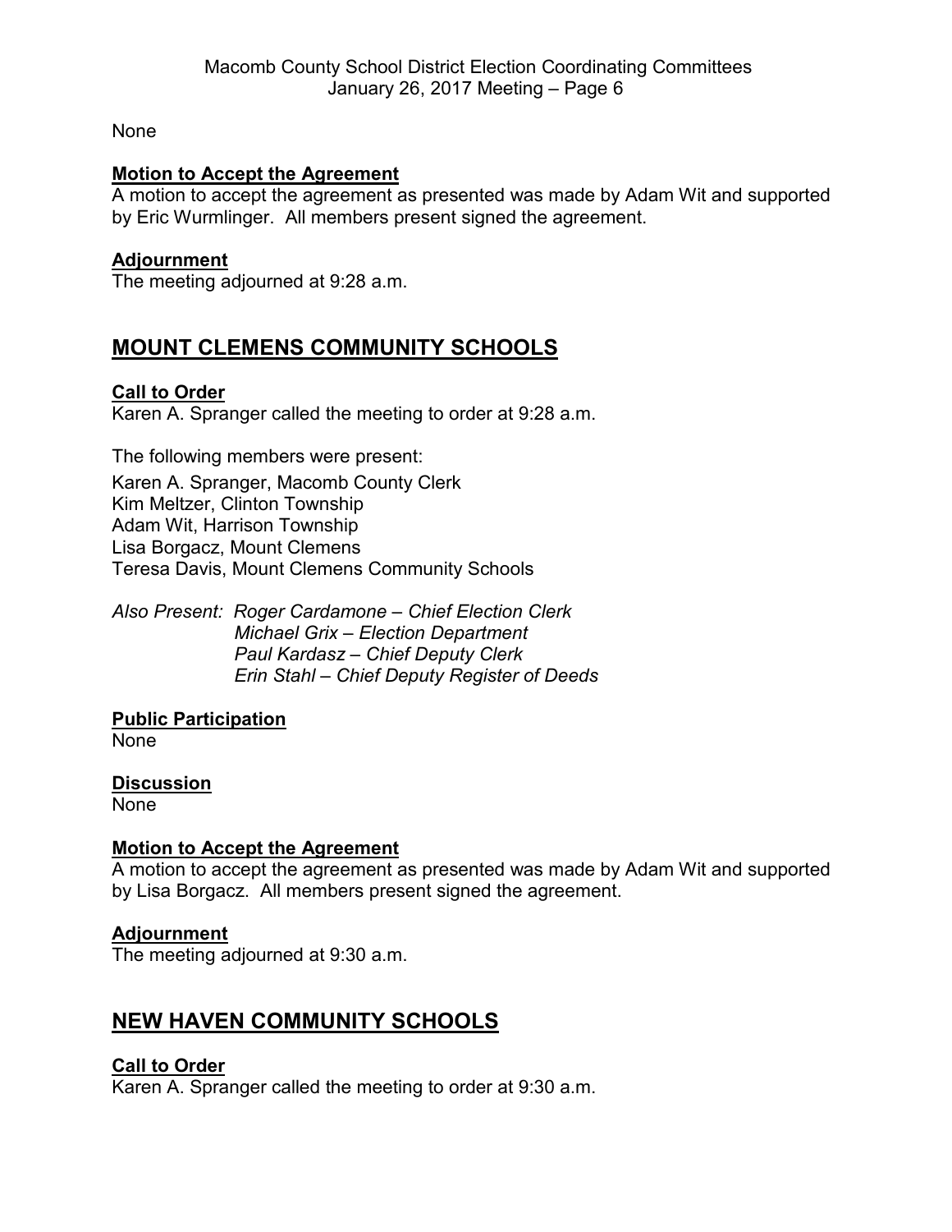None

**Motion to Accept the Agreement**

A motion to accept the agreement as presented was made by Adam Wit and supported by Eric Wurmlinger. All members present signed the agreement.

**Adjournment**

The meeting adjourned at 9:28 a.m.

## MOUNT CLEMENS COMMUNITY SCHOOLS

**Call to Order**

Karen A. Spranger called the meeting to order at 9:28 a.m.

The following members were present:

Karen A. Spranger, Macomb County Clerk
Kim Meltzer, Clinton Township
Adam Wit, Harrison Township
Lisa Borgacz, Mount Clemens
Teresa Davis, Mount Clemens Community Schools

*Also Present: Roger Cardamone – Chief Election Clerk*
*Michael Grix – Election Department*
*Paul Kardasz – Chief Deputy Clerk*
*Erin Stahl – Chief Deputy Register of Deeds*

**Public Participation**

None

**Discussion**

None

**Motion to Accept the Agreement**

A motion to accept the agreement as presented was made by Adam Wit and supported by Lisa Borgacz. All members present signed the agreement.

**Adjournment**

The meeting adjourned at 9:30 a.m.

## NEW HAVEN COMMUNITY SCHOOLS

**Call to Order**

Karen A. Spranger called the meeting to order at 9:30 a.m.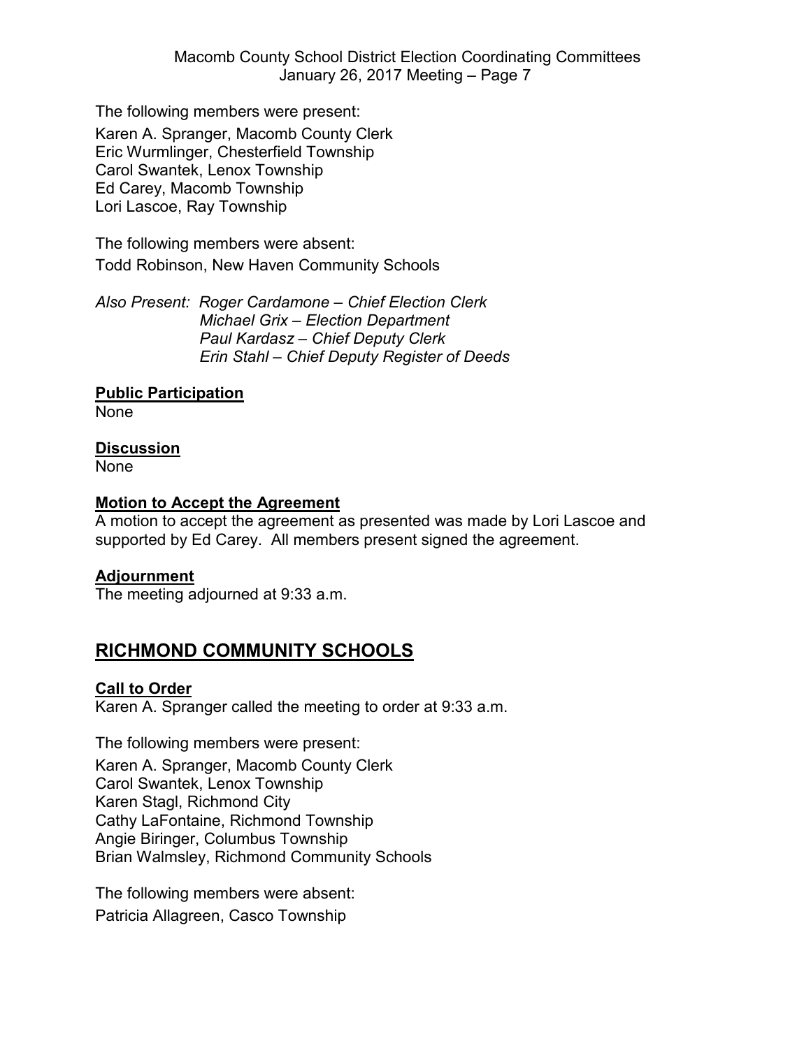The following members were present:

Karen A. Spranger, Macomb County Clerk
Eric Wurmlinger, Chesterfield Township
Carol Swantek, Lenox Township
Ed Carey, Macomb Township
Lori Lascoe, Ray Township

The following members were absent:

Todd Robinson, New Haven Community Schools

*Also Present: Roger Cardamone – Chief Election Clerk*
*Michael Grix – Election Department*
*Paul Kardasz – Chief Deputy Clerk*
*Erin Stahl – Chief Deputy Register of Deeds*

**Public Participation**
None

**Discussion**
None

**Motion to Accept the Agreement**
A motion to accept the agreement as presented was made by Lori Lascoe and supported by Ed Carey. All members present signed the agreement.

**Adjournment**
The meeting adjourned at 9:33 a.m.

## RICHMOND COMMUNITY SCHOOLS

**Call to Order**
Karen A. Spranger called the meeting to order at 9:33 a.m.

The following members were present:

Karen A. Spranger, Macomb County Clerk
Carol Swantek, Lenox Township
Karen Stagl, Richmond City
Cathy LaFontaine, Richmond Township
Angie Biringer, Columbus Township
Brian Walmsley, Richmond Community Schools

The following members were absent:

Patricia Allagreen, Casco Township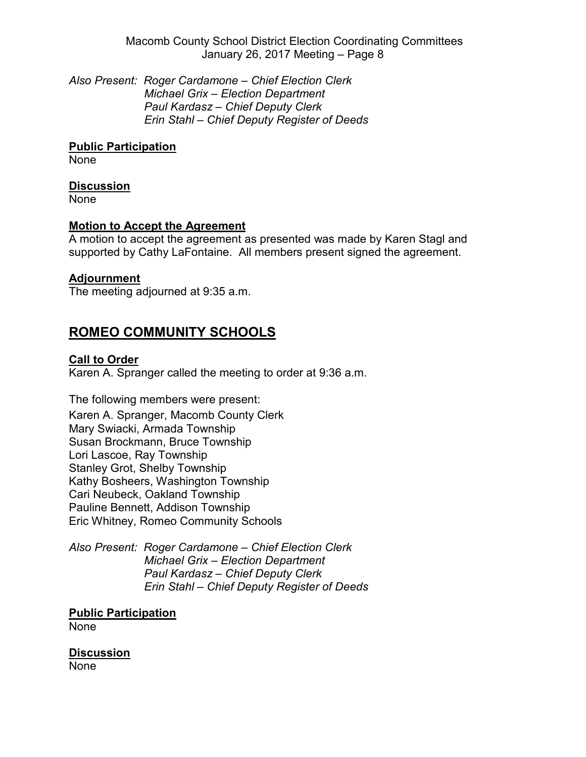*Also Present: Roger Cardamone – Chief Election Clerk*
*Michael Grix – Election Department*
*Paul Kardasz – Chief Deputy Clerk*
*Erin Stahl – Chief Deputy Register of Deeds*

**Public Participation**
None

**Discussion**
None

**Motion to Accept the Agreement**
A motion to accept the agreement as presented was made by Karen Stagl and supported by Cathy LaFontaine. All members present signed the agreement.

**Adjournment**
The meeting adjourned at 9:35 a.m.

## ROMEO COMMUNITY SCHOOLS

**Call to Order**
Karen A. Spranger called the meeting to order at 9:36 a.m.

The following members were present:

Karen A. Spranger, Macomb County Clerk
Mary Swiacki, Armada Township
Susan Brockmann, Bruce Township
Lori Lascoe, Ray Township
Stanley Grot, Shelby Township
Kathy Bosheers, Washington Township
Cari Neubeck, Oakland Township
Pauline Bennett, Addison Township
Eric Whitney, Romeo Community Schools

*Also Present: Roger Cardamone – Chief Election Clerk*
*Michael Grix – Election Department*
*Paul Kardasz – Chief Deputy Clerk*
*Erin Stahl – Chief Deputy Register of Deeds*

**Public Participation**
None

**Discussion**
None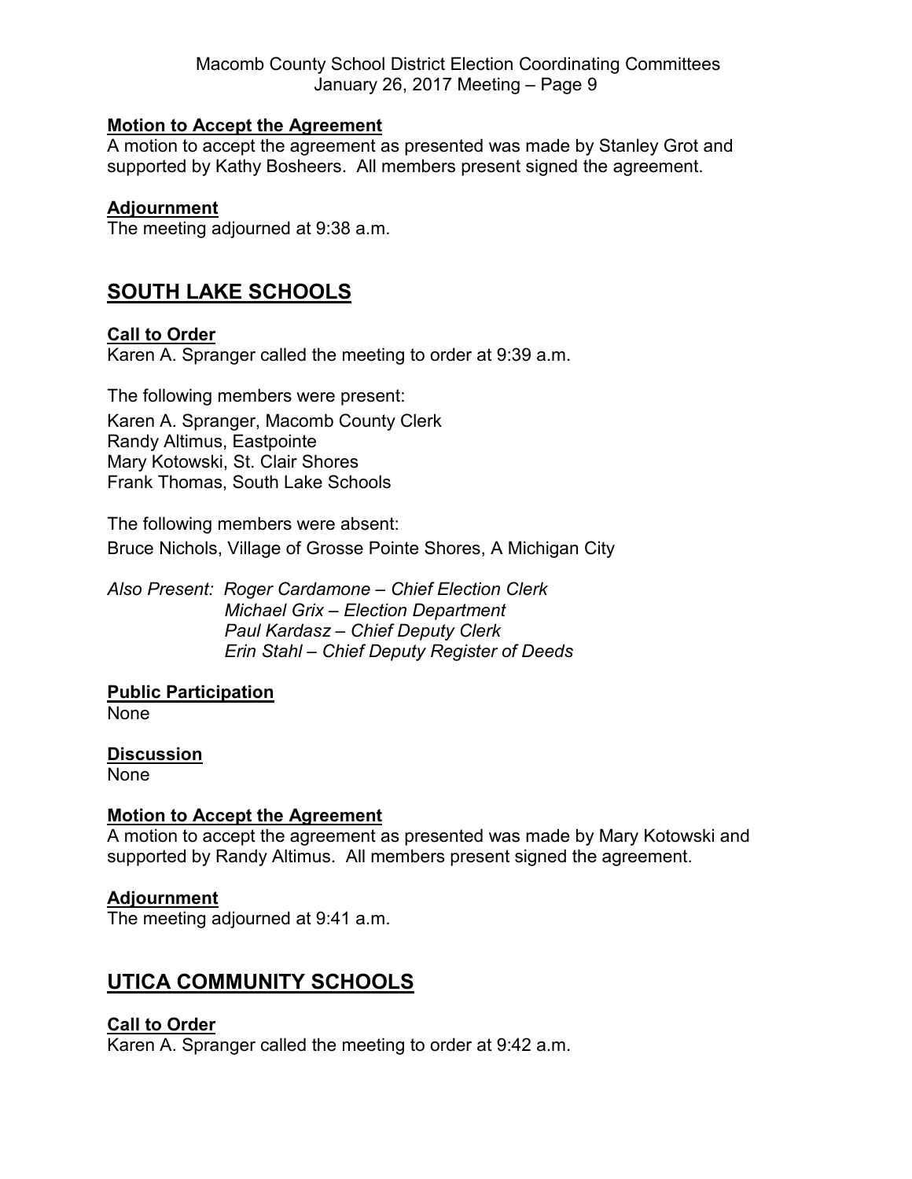#### **Motion to Accept the Agreement**

A motion to accept the agreement as presented was made by Stanley Grot and supported by Kathy Bosheers. All members present signed the agreement.

#### **Adjournment**

The meeting adjourned at 9:38 a.m.

## **SOUTH LAKE SCHOOLS**

#### **Call to Order**

Karen A. Spranger called the meeting to order at 9:39 a.m.

The following members were present:

Karen A. Spranger, Macomb County Clerk
Randy Altimus, Eastpointe
Mary Kotowski, St. Clair Shores
Frank Thomas, South Lake Schools

The following members were absent:

Bruce Nichols, Village of Grosse Pointe Shores, A Michigan City

*Also Present: Roger Cardamone – Chief Election Clerk*
*Michael Grix – Election Department*
*Paul Kardasz – Chief Deputy Clerk*
*Erin Stahl – Chief Deputy Register of Deeds*

#### **Public Participation**

None

#### **Discussion**

None

#### **Motion to Accept the Agreement**

A motion to accept the agreement as presented was made by Mary Kotowski and supported by Randy Altimus. All members present signed the agreement.

#### **Adjournment**

The meeting adjourned at 9:41 a.m.

## **UTICA COMMUNITY SCHOOLS**

#### **Call to Order**

Karen A. Spranger called the meeting to order at 9:42 a.m.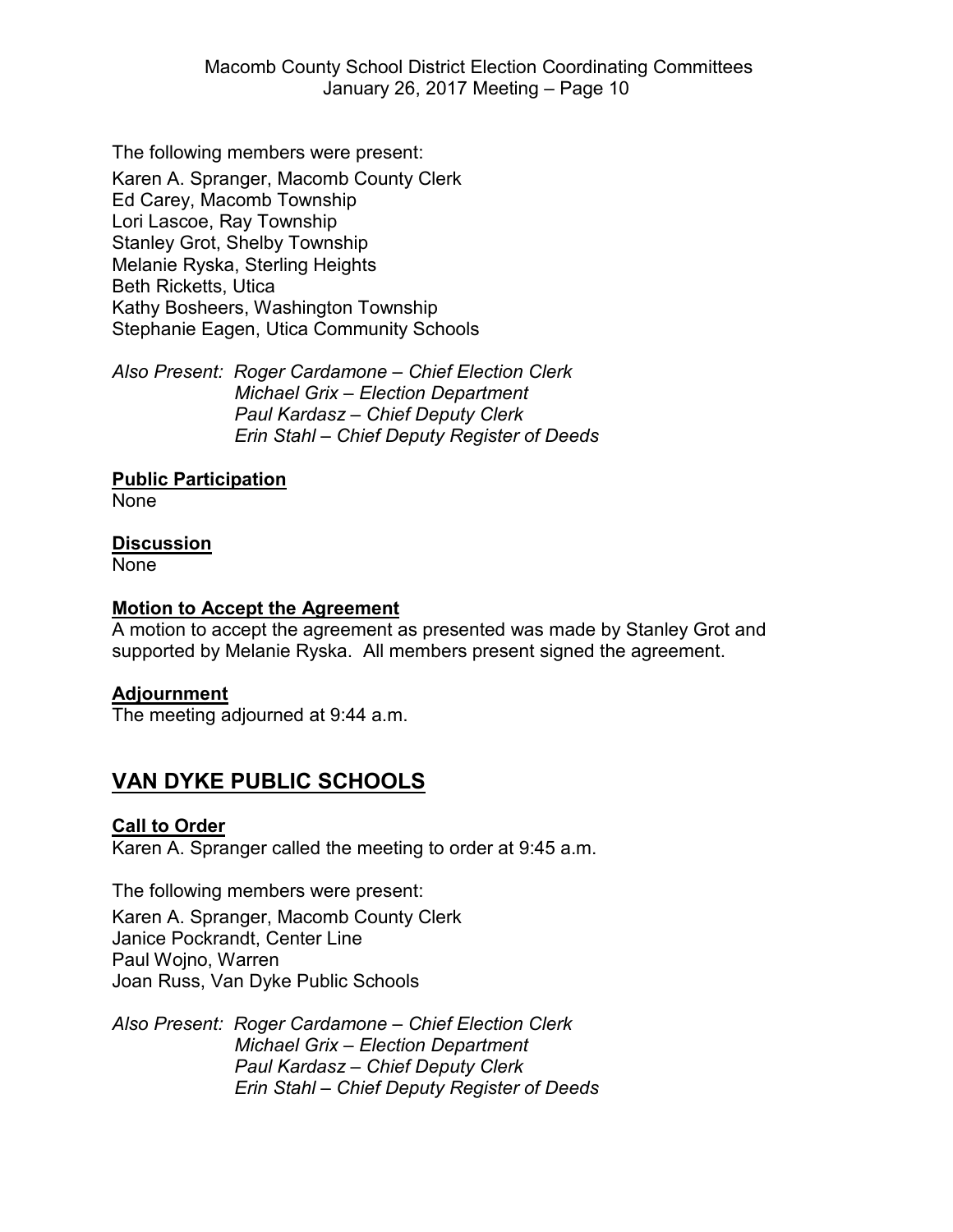The following members were present:

Karen A. Spranger, Macomb County Clerk
Ed Carey, Macomb Township
Lori Lascoe, Ray Township
Stanley Grot, Shelby Township
Melanie Ryska, Sterling Heights
Beth Ricketts, Utica
Kathy Bosheers, Washington Township
Stephanie Eagen, Utica Community Schools

*Also Present: Roger Cardamone – Chief Election Clerk*
*Michael Grix – Election Department*
*Paul Kardasz – Chief Deputy Clerk*
*Erin Stahl – Chief Deputy Register of Deeds*

**Public Participation**

None

**Discussion**

None

**Motion to Accept the Agreement**

A motion to accept the agreement as presented was made by Stanley Grot and supported by Melanie Ryska. All members present signed the agreement.

**Adjournment**

The meeting adjourned at 9:44 a.m.

## VAN DYKE PUBLIC SCHOOLS

**Call to Order**

Karen A. Spranger called the meeting to order at 9:45 a.m.

The following members were present:

Karen A. Spranger, Macomb County Clerk
Janice Pockrandt, Center Line
Paul Wojno, Warren
Joan Russ, Van Dyke Public Schools

*Also Present: Roger Cardamone – Chief Election Clerk*
*Michael Grix – Election Department*
*Paul Kardasz – Chief Deputy Clerk*
*Erin Stahl – Chief Deputy Register of Deeds*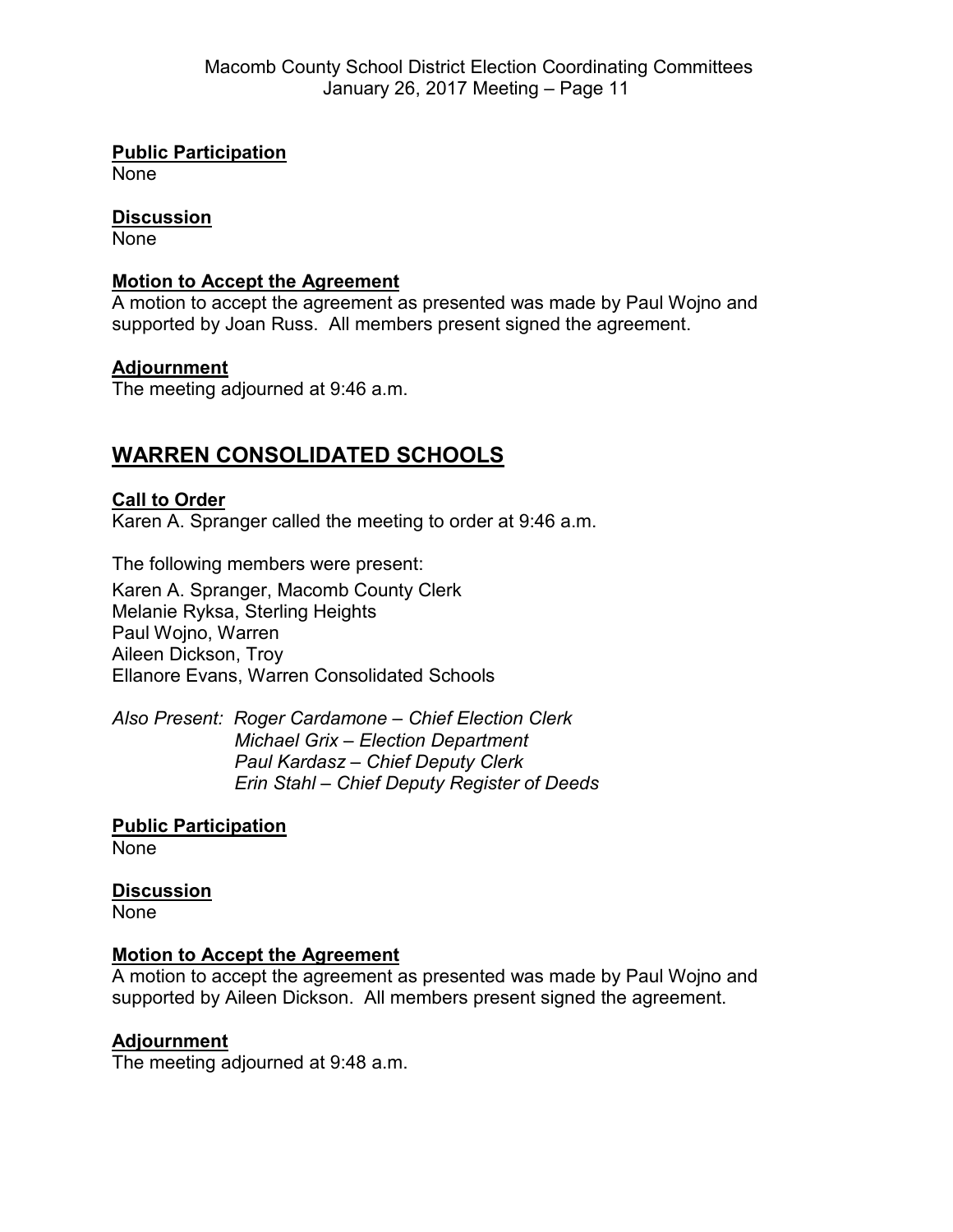**Public Participation**

None

**Discussion**

None

**Motion to Accept the Agreement**

A motion to accept the agreement as presented was made by Paul Wojno and supported by Joan Russ. All members present signed the agreement.

**Adjournment**

The meeting adjourned at 9:46 a.m.

## WARREN CONSOLIDATED SCHOOLS

**Call to Order**

Karen A. Spranger called the meeting to order at 9:46 a.m.

The following members were present:

Karen A. Spranger, Macomb County Clerk
Melanie Ryksa, Sterling Heights
Paul Wojno, Warren
Aileen Dickson, Troy
Ellanore Evans, Warren Consolidated Schools

*Also Present: Roger Cardamone – Chief Election Clerk*
*Michael Grix – Election Department*
*Paul Kardasz – Chief Deputy Clerk*
*Erin Stahl – Chief Deputy Register of Deeds*

**Public Participation**

None

**Discussion**

None

**Motion to Accept the Agreement**

A motion to accept the agreement as presented was made by Paul Wojno and supported by Aileen Dickson. All members present signed the agreement.

**Adjournment**

The meeting adjourned at 9:48 a.m.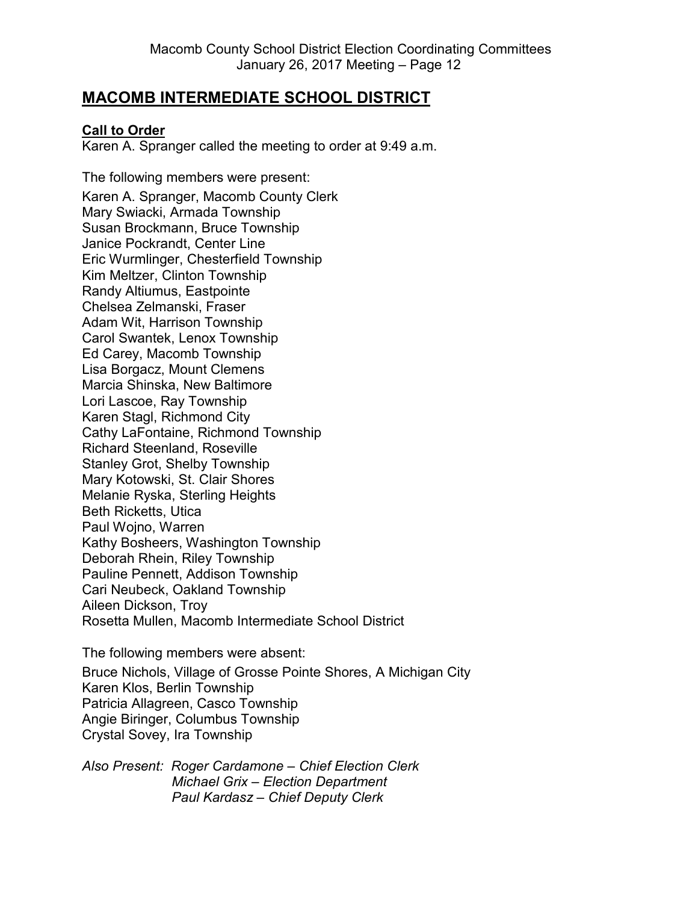# MACOMB INTERMEDIATE SCHOOL DISTRICT

**Call to Order**

Karen A. Spranger called the meeting to order at 9:49 a.m.

The following members were present:

Karen A. Spranger, Macomb County Clerk
Mary Swiacki, Armada Township
Susan Brockmann, Bruce Township
Janice Pockrandt, Center Line
Eric Wurmlinger, Chesterfield Township
Kim Meltzer, Clinton Township
Randy Altiumus, Eastpointe
Chelsea Zelmanski, Fraser
Adam Wit, Harrison Township
Carol Swantek, Lenox Township
Ed Carey, Macomb Township
Lisa Borgacz, Mount Clemens
Marcia Shinska, New Baltimore
Lori Lascoe, Ray Township
Karen Stagl, Richmond City
Cathy LaFontaine, Richmond Township
Richard Steenland, Roseville
Stanley Grot, Shelby Township
Mary Kotowski, St. Clair Shores
Melanie Ryska, Sterling Heights
Beth Ricketts, Utica
Paul Wojno, Warren
Kathy Bosheers, Washington Township
Deborah Rhein, Riley Township
Pauline Pennett, Addison Township
Cari Neubeck, Oakland Township
Aileen Dickson, Troy
Rosetta Mullen, Macomb Intermediate School District

The following members were absent:

Bruce Nichols, Village of Grosse Pointe Shores, A Michigan City
Karen Klos, Berlin Township
Patricia Allagreen, Casco Township
Angie Biringer, Columbus Township
Crystal Sovey, Ira Township

*Also Present: Roger Cardamone – Chief Election Clerk*
*Michael Grix – Election Department*
*Paul Kardasz – Chief Deputy Clerk*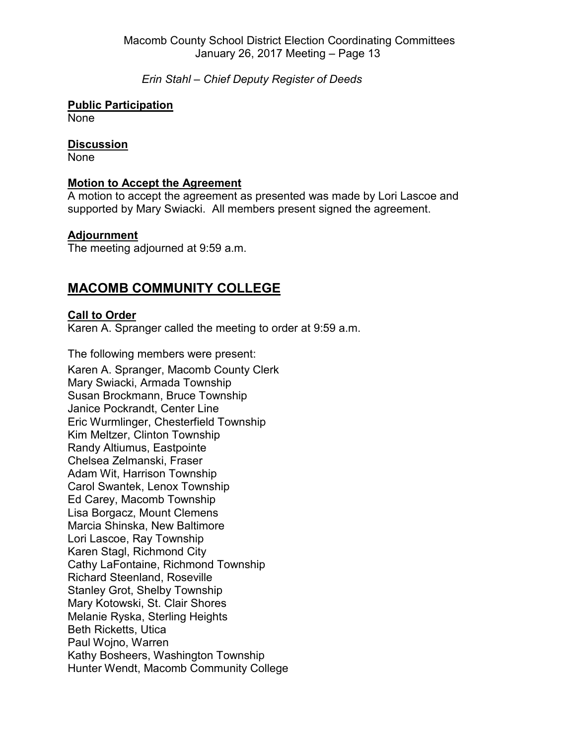*Erin Stahl – Chief Deputy Register of Deeds*

**Public Participation**

None

**Discussion**

None

**Motion to Accept the Agreement**

A motion to accept the agreement as presented was made by Lori Lascoe and supported by Mary Swiacki. All members present signed the agreement.

**Adjournment**

The meeting adjourned at 9:59 a.m.

## MACOMB COMMUNITY COLLEGE

**Call to Order**

Karen A. Spranger called the meeting to order at 9:59 a.m.

The following members were present:

Karen A. Spranger, Macomb County Clerk
Mary Swiacki, Armada Township
Susan Brockmann, Bruce Township
Janice Pockrandt, Center Line
Eric Wurmlinger, Chesterfield Township
Kim Meltzer, Clinton Township
Randy Altiumus, Eastpointe
Chelsea Zelmanski, Fraser
Adam Wit, Harrison Township
Carol Swantek, Lenox Township
Ed Carey, Macomb Township
Lisa Borgacz, Mount Clemens
Marcia Shinska, New Baltimore
Lori Lascoe, Ray Township
Karen Stagl, Richmond City
Cathy LaFontaine, Richmond Township
Richard Steenland, Roseville
Stanley Grot, Shelby Township
Mary Kotowski, St. Clair Shores
Melanie Ryska, Sterling Heights
Beth Ricketts, Utica
Paul Wojno, Warren
Kathy Bosheers, Washington Township
Hunter Wendt, Macomb Community College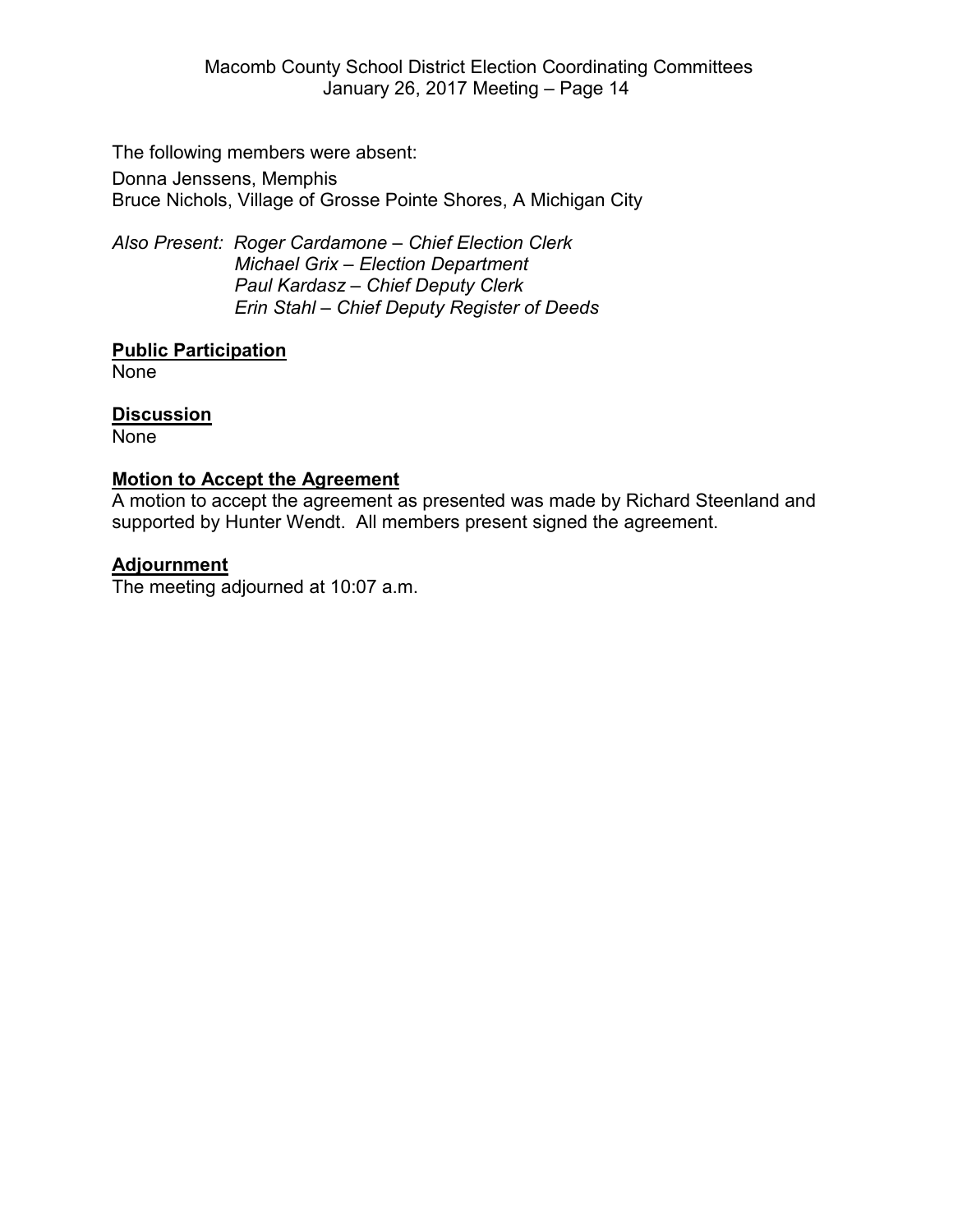The following members were absent:

Donna Jenssens, Memphis
Bruce Nichols, Village of Grosse Pointe Shores, A Michigan City

*Also Present: Roger Cardamone – Chief Election Clerk*
*Michael Grix – Election Department*
*Paul Kardasz – Chief Deputy Clerk*
*Erin Stahl – Chief Deputy Register of Deeds*

**Public Participation**
None

**Discussion**
None

**Motion to Accept the Agreement**
A motion to accept the agreement as presented was made by Richard Steenland and supported by Hunter Wendt. All members present signed the agreement.

**Adjournment**
The meeting adjourned at 10:07 a.m.